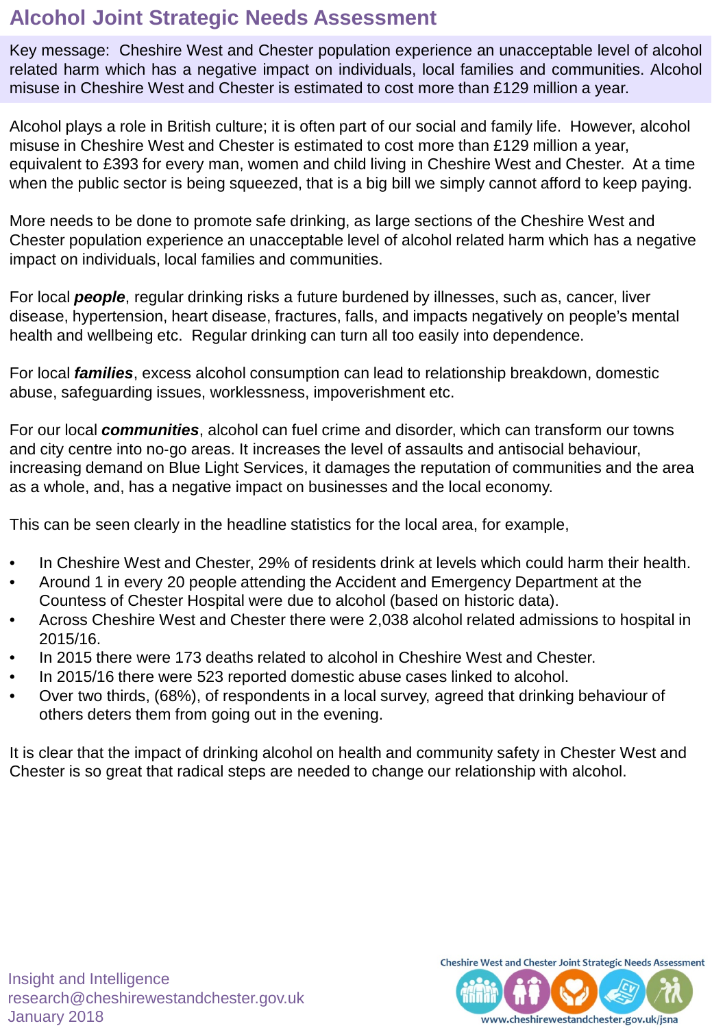# Alcohol Joint Strategic Needs Assessment

Key message: Cheshire West and Chester population experience an unacceptable level of alcohol related harm which has a negative impact on individuals, local families and communities. Alcohol misuse in Cheshire West and Chester is estimated to cost more than £129 million a year.

Alcohol plays a role in British culture; it is often part of our social and family life. However, alcohol misuse in Cheshire West and Chester is estimated to cost more than £129 million a year, equivalent to £393 for every man, women and child living in Cheshire West and Chester. At a time when the public sector is being squeezed, that is a big bill we simply cannot afford to keep paying.

More needs to be done to promote safe drinking, as large sections of the Cheshire West and Chester population experience an unacceptable level of alcohol related harm which has a negative impact on individuals, local families and communities.

For local ***people***, regular drinking risks a future burdened by illnesses, such as, cancer, liver disease, hypertension, heart disease, fractures, falls, and impacts negatively on people's mental health and wellbeing etc. Regular drinking can turn all too easily into dependence.

For local ***families***, excess alcohol consumption can lead to relationship breakdown, domestic abuse, safeguarding issues, worklessness, impoverishment etc.

For our local ***communities***, alcohol can fuel crime and disorder, which can transform our towns and city centre into no-go areas. It increases the level of assaults and antisocial behaviour, increasing demand on Blue Light Services, it damages the reputation of communities and the area as a whole, and, has a negative impact on businesses and the local economy.

This can be seen clearly in the headline statistics for the local area, for example,

- In Cheshire West and Chester, 29% of residents drink at levels which could harm their health.
- Around 1 in every 20 people attending the Accident and Emergency Department at the Countess of Chester Hospital were due to alcohol (based on historic data).
- Across Cheshire West and Chester there were 2,038 alcohol related admissions to hospital in 2015/16.
- In 2015 there were 173 deaths related to alcohol in Cheshire West and Chester.
- In 2015/16 there were 523 reported domestic abuse cases linked to alcohol.
- Over two thirds, (68%), of respondents in a local survey, agreed that drinking behaviour of others deters them from going out in the evening.

It is clear that the impact of drinking alcohol on health and community safety in Chester West and Chester is so great that radical steps are needed to change our relationship with alcohol.

Insight and Intelligence
research@cheshirewestandchester.gov.uk
January 2018

Cheshire West and Chester Joint Strategic Needs Assessment
www.cheshirewestandchester.gov.uk/jsna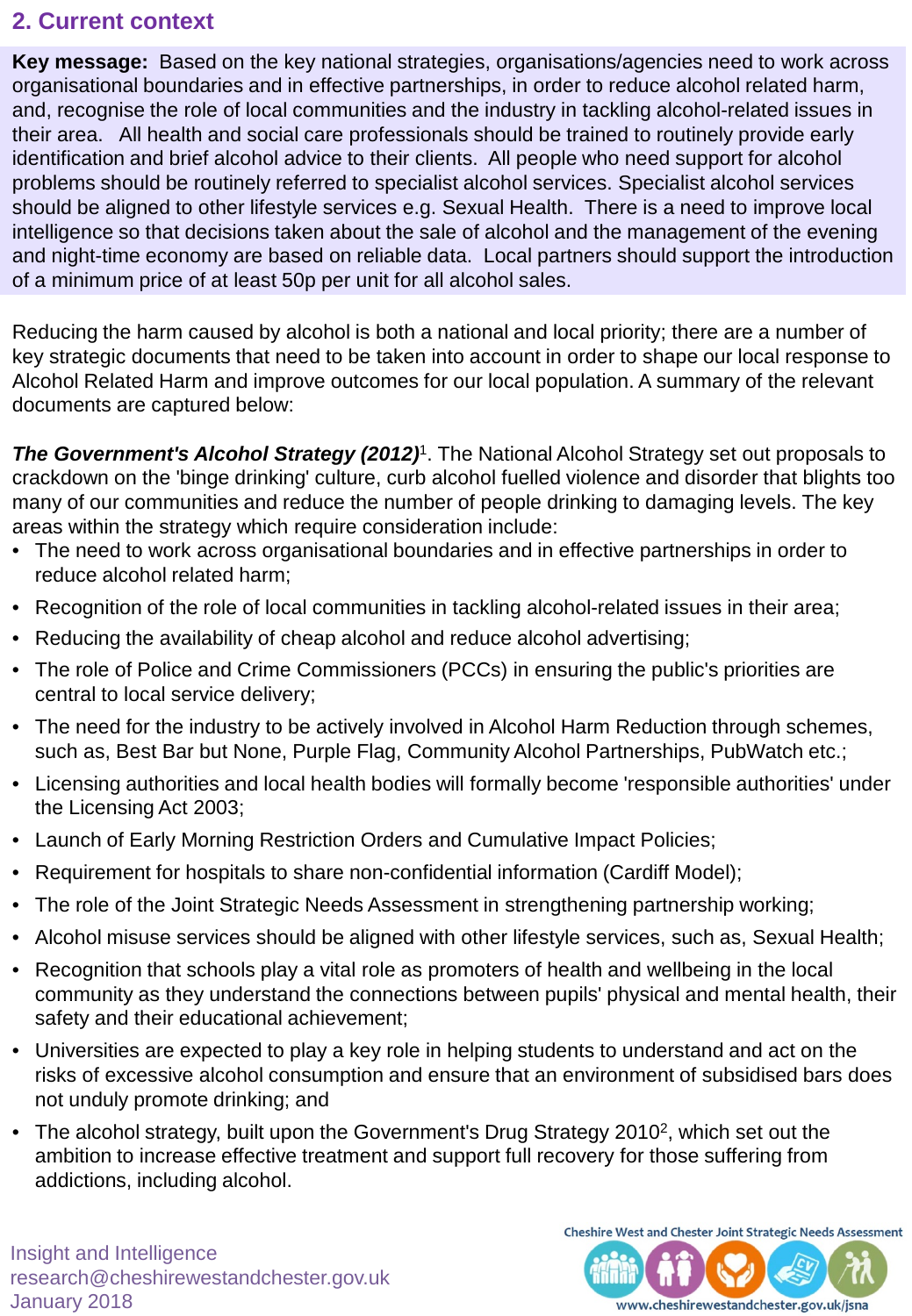## 2. Current context

**Key message:** Based on the key national strategies, organisations/agencies need to work across organisational boundaries and in effective partnerships, in order to reduce alcohol related harm, and, recognise the role of local communities and the industry in tackling alcohol-related issues in their area. All health and social care professionals should be trained to routinely provide early identification and brief alcohol advice to their clients. All people who need support for alcohol problems should be routinely referred to specialist alcohol services. Specialist alcohol services should be aligned to other lifestyle services e.g. Sexual Health. There is a need to improve local intelligence so that decisions taken about the sale of alcohol and the management of the evening and night-time economy are based on reliable data. Local partners should support the introduction of a minimum price of at least 50p per unit for all alcohol sales.

Reducing the harm caused by alcohol is both a national and local priority; there are a number of key strategic documents that need to be taken into account in order to shape our local response to Alcohol Related Harm and improve outcomes for our local population. A summary of the relevant documents are captured below:

***The Government's Alcohol Strategy (2012)***[1]. The National Alcohol Strategy set out proposals to crackdown on the 'binge drinking' culture, curb alcohol fuelled violence and disorder that blights too many of our communities and reduce the number of people drinking to damaging levels. The key areas within the strategy which require consideration include:

- The need to work across organisational boundaries and in effective partnerships in order to reduce alcohol related harm;
- Recognition of the role of local communities in tackling alcohol-related issues in their area;
- Reducing the availability of cheap alcohol and reduce alcohol advertising;
- The role of Police and Crime Commissioners (PCCs) in ensuring the public's priorities are central to local service delivery;
- The need for the industry to be actively involved in Alcohol Harm Reduction through schemes, such as, Best Bar but None, Purple Flag, Community Alcohol Partnerships, PubWatch etc.;
- Licensing authorities and local health bodies will formally become 'responsible authorities' under the Licensing Act 2003;
- Launch of Early Morning Restriction Orders and Cumulative Impact Policies;
- Requirement for hospitals to share non-confidential information (Cardiff Model);
- The role of the Joint Strategic Needs Assessment in strengthening partnership working;
- Alcohol misuse services should be aligned with other lifestyle services, such as, Sexual Health;
- Recognition that schools play a vital role as promoters of health and wellbeing in the local community as they understand the connections between pupils' physical and mental health, their safety and their educational achievement;
- Universities are expected to play a key role in helping students to understand and act on the risks of excessive alcohol consumption and ensure that an environment of subsidised bars does not unduly promote drinking; and
- The alcohol strategy, built upon the Government's Drug Strategy 2010[2], which set out the ambition to increase effective treatment and support full recovery for those suffering from addictions, including alcohol.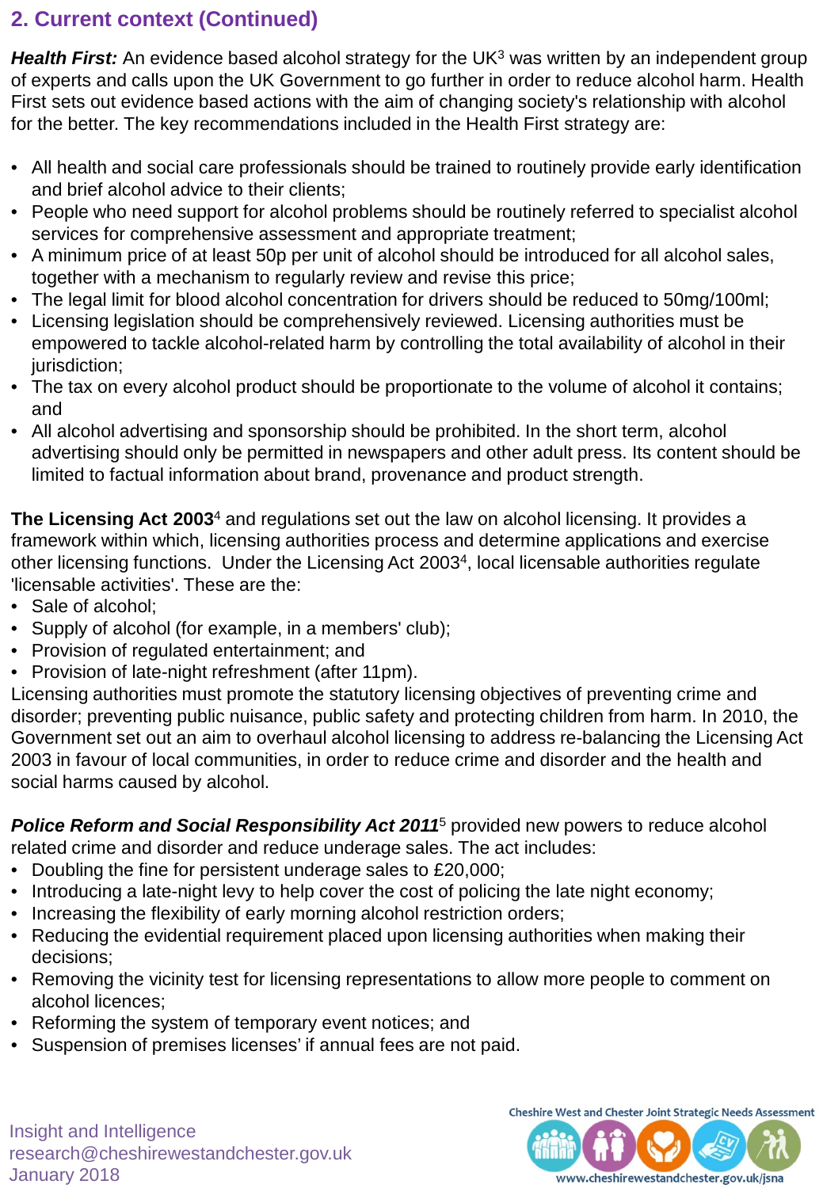## 2. Current context (Continued)

***Health First:*** An evidence based alcohol strategy for the UK[3] was written by an independent group of experts and calls upon the UK Government to go further in order to reduce alcohol harm. Health First sets out evidence based actions with the aim of changing society's relationship with alcohol for the better. The key recommendations included in the Health First strategy are:

- All health and social care professionals should be trained to routinely provide early identification and brief alcohol advice to their clients;
- People who need support for alcohol problems should be routinely referred to specialist alcohol services for comprehensive assessment and appropriate treatment;
- A minimum price of at least 50p per unit of alcohol should be introduced for all alcohol sales, together with a mechanism to regularly review and revise this price;
- The legal limit for blood alcohol concentration for drivers should be reduced to 50mg/100ml;
- Licensing legislation should be comprehensively reviewed. Licensing authorities must be empowered to tackle alcohol-related harm by controlling the total availability of alcohol in their jurisdiction;
- The tax on every alcohol product should be proportionate to the volume of alcohol it contains; and
- All alcohol advertising and sponsorship should be prohibited. In the short term, alcohol advertising should only be permitted in newspapers and other adult press. Its content should be limited to factual information about brand, provenance and product strength.

**The Licensing Act 2003**[4] and regulations set out the law on alcohol licensing. It provides a framework within which, licensing authorities process and determine applications and exercise other licensing functions. Under the Licensing Act 2003[4], local licensable authorities regulate 'licensable activities'. These are the:

- Sale of alcohol;
- Supply of alcohol (for example, in a members' club);
- Provision of regulated entertainment; and
- Provision of late-night refreshment (after 11pm).

Licensing authorities must promote the statutory licensing objectives of preventing crime and disorder; preventing public nuisance, public safety and protecting children from harm. In 2010, the Government set out an aim to overhaul alcohol licensing to address re-balancing the Licensing Act 2003 in favour of local communities, in order to reduce crime and disorder and the health and social harms caused by alcohol.

***Police Reform and Social Responsibility Act 2011***[5] provided new powers to reduce alcohol related crime and disorder and reduce underage sales. The act includes:

- Doubling the fine for persistent underage sales to £20,000;
- Introducing a late-night levy to help cover the cost of policing the late night economy;
- Increasing the flexibility of early morning alcohol restriction orders;
- Reducing the evidential requirement placed upon licensing authorities when making their decisions;
- Removing the vicinity test for licensing representations to allow more people to comment on alcohol licences;
- Reforming the system of temporary event notices; and
- Suspension of premises licenses' if annual fees are not paid.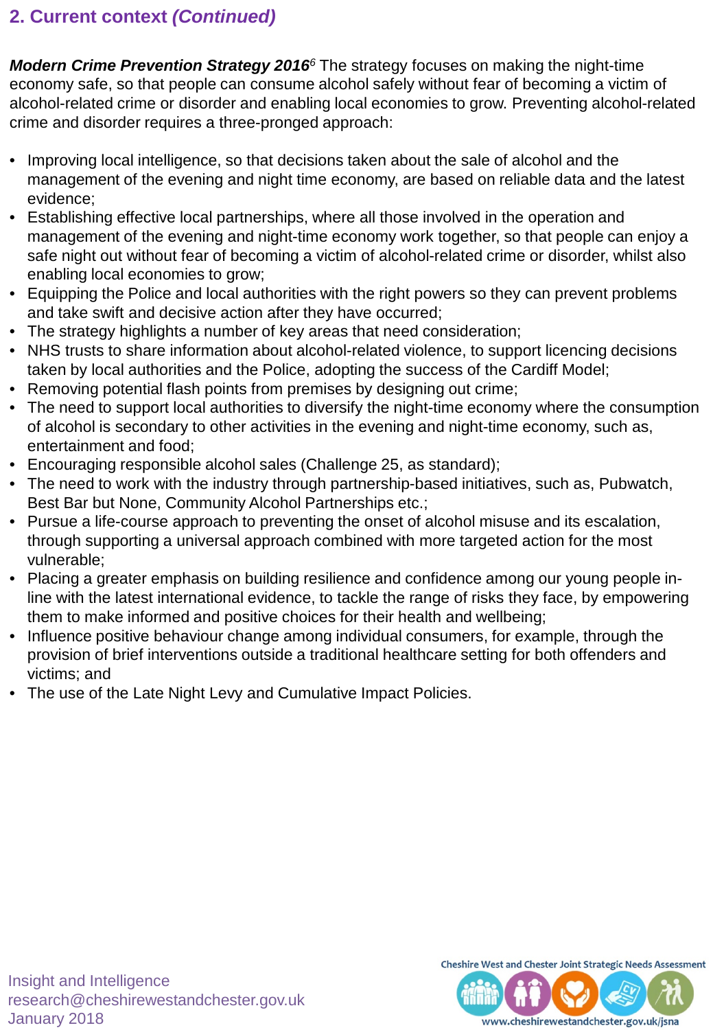## 2. Current context *(Continued)*

***Modern Crime Prevention Strategy 2016***[6] The strategy focuses on making the night-time economy safe, so that people can consume alcohol safely without fear of becoming a victim of alcohol-related crime or disorder and enabling local economies to grow. Preventing alcohol-related crime and disorder requires a three-pronged approach:

- Improving local intelligence, so that decisions taken about the sale of alcohol and the management of the evening and night time economy, are based on reliable data and the latest evidence;
- Establishing effective local partnerships, where all those involved in the operation and management of the evening and night-time economy work together, so that people can enjoy a safe night out without fear of becoming a victim of alcohol-related crime or disorder, whilst also enabling local economies to grow;
- Equipping the Police and local authorities with the right powers so they can prevent problems and take swift and decisive action after they have occurred;
- The strategy highlights a number of key areas that need consideration;
- NHS trusts to share information about alcohol-related violence, to support licencing decisions taken by local authorities and the Police, adopting the success of the Cardiff Model;
- Removing potential flash points from premises by designing out crime;
- The need to support local authorities to diversify the night-time economy where the consumption of alcohol is secondary to other activities in the evening and night-time economy, such as, entertainment and food;
- Encouraging responsible alcohol sales (Challenge 25, as standard);
- The need to work with the industry through partnership-based initiatives, such as, Pubwatch, Best Bar but None, Community Alcohol Partnerships etc.;
- Pursue a life-course approach to preventing the onset of alcohol misuse and its escalation, through supporting a universal approach combined with more targeted action for the most vulnerable;
- Placing a greater emphasis on building resilience and confidence among our young people in-line with the latest international evidence, to tackle the range of risks they face, by empowering them to make informed and positive choices for their health and wellbeing;
- Influence positive behaviour change among individual consumers, for example, through the provision of brief interventions outside a traditional healthcare setting for both offenders and victims; and
- The use of the Late Night Levy and Cumulative Impact Policies.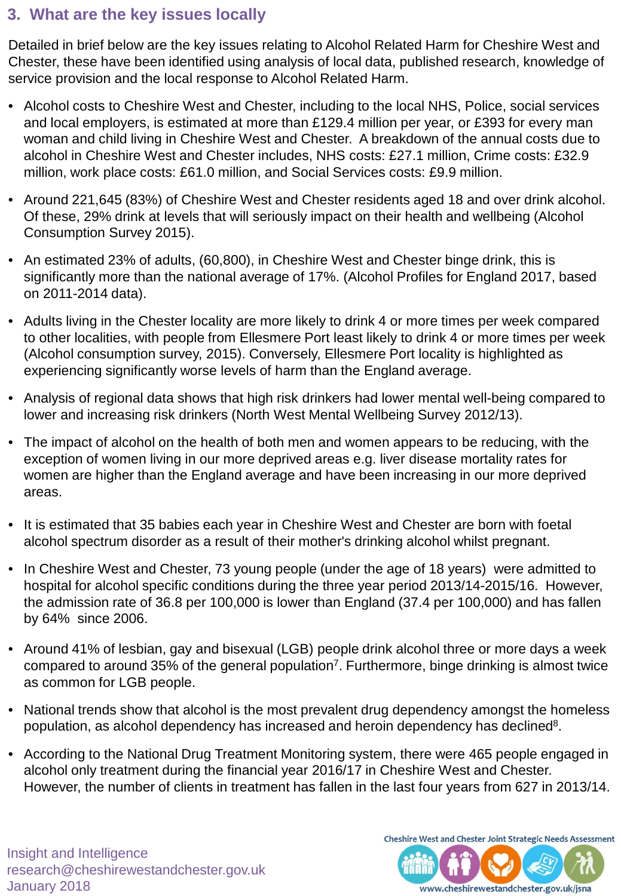## 3. What are the key issues locally

Detailed in brief below are the key issues relating to Alcohol Related Harm for Cheshire West and Chester, these have been identified using analysis of local data, published research, knowledge of service provision and the local response to Alcohol Related Harm.

- Alcohol costs to Cheshire West and Chester, including to the local NHS, Police, social services and local employers, is estimated at more than £129.4 million per year, or £393 for every man woman and child living in Cheshire West and Chester. A breakdown of the annual costs due to alcohol in Cheshire West and Chester includes, NHS costs: £27.1 million, Crime costs: £32.9 million, work place costs: £61.0 million, and Social Services costs: £9.9 million.
- Around 221,645 (83%) of Cheshire West and Chester residents aged 18 and over drink alcohol. Of these, 29% drink at levels that will seriously impact on their health and wellbeing (Alcohol Consumption Survey 2015).
- An estimated 23% of adults, (60,800), in Cheshire West and Chester binge drink, this is significantly more than the national average of 17%. (Alcohol Profiles for England 2017, based on 2011-2014 data).
- Adults living in the Chester locality are more likely to drink 4 or more times per week compared to other localities, with people from Ellesmere Port least likely to drink 4 or more times per week (Alcohol consumption survey, 2015). Conversely, Ellesmere Port locality is highlighted as experiencing significantly worse levels of harm than the England average.
- Analysis of regional data shows that high risk drinkers had lower mental well-being compared to lower and increasing risk drinkers (North West Mental Wellbeing Survey 2012/13).
- The impact of alcohol on the health of both men and women appears to be reducing, with the exception of women living in our more deprived areas e.g. liver disease mortality rates for women are higher than the England average and have been increasing in our more deprived areas.
- It is estimated that 35 babies each year in Cheshire West and Chester are born with foetal alcohol spectrum disorder as a result of their mother's drinking alcohol whilst pregnant.
- In Cheshire West and Chester, 73 young people (under the age of 18 years) were admitted to hospital for alcohol specific conditions during the three year period 2013/14-2015/16. However, the admission rate of 36.8 per 100,000 is lower than England (37.4 per 100,000) and has fallen by 64% since 2006.
- Around 41% of lesbian, gay and bisexual (LGB) people drink alcohol three or more days a week compared to around 35% of the general population[7]. Furthermore, binge drinking is almost twice as common for LGB people.
- National trends show that alcohol is the most prevalent drug dependency amongst the homeless population, as alcohol dependency has increased and heroin dependency has declined[8].
- According to the National Drug Treatment Monitoring system, there were 465 people engaged in alcohol only treatment during the financial year 2016/17 in Cheshire West and Chester. However, the number of clients in treatment has fallen in the last four years from 627 in 2013/14.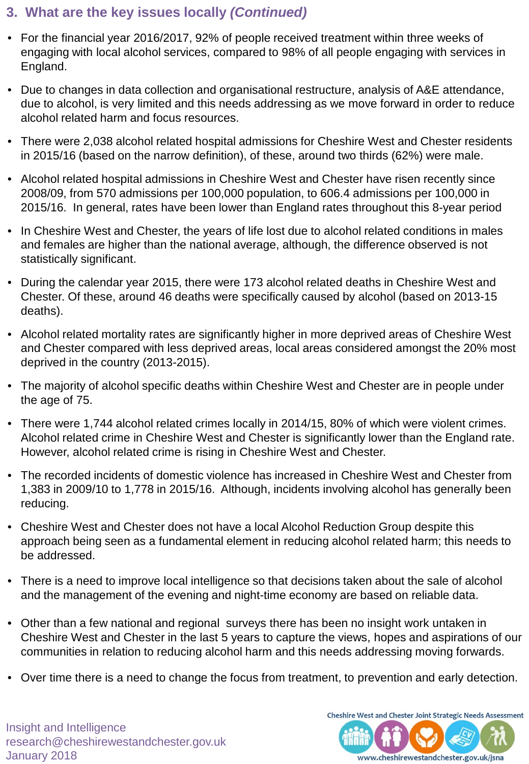## 3. What are the key issues locally *(Continued)*

- For the financial year 2016/2017, 92% of people received treatment within three weeks of engaging with local alcohol services, compared to 98% of all people engaging with services in England.
- Due to changes in data collection and organisational restructure, analysis of A&E attendance, due to alcohol, is very limited and this needs addressing as we move forward in order to reduce alcohol related harm and focus resources.
- There were 2,038 alcohol related hospital admissions for Cheshire West and Chester residents in 2015/16 (based on the narrow definition), of these, around two thirds (62%) were male.
- Alcohol related hospital admissions in Cheshire West and Chester have risen recently since 2008/09, from 570 admissions per 100,000 population, to 606.4 admissions per 100,000 in 2015/16. In general, rates have been lower than England rates throughout this 8-year period
- In Cheshire West and Chester, the years of life lost due to alcohol related conditions in males and females are higher than the national average, although, the difference observed is not statistically significant.
- During the calendar year 2015, there were 173 alcohol related deaths in Cheshire West and Chester. Of these, around 46 deaths were specifically caused by alcohol (based on 2013-15 deaths).
- Alcohol related mortality rates are significantly higher in more deprived areas of Cheshire West and Chester compared with less deprived areas, local areas considered amongst the 20% most deprived in the country (2013-2015).
- The majority of alcohol specific deaths within Cheshire West and Chester are in people under the age of 75.
- There were 1,744 alcohol related crimes locally in 2014/15, 80% of which were violent crimes. Alcohol related crime in Cheshire West and Chester is significantly lower than the England rate. However, alcohol related crime is rising in Cheshire West and Chester.
- The recorded incidents of domestic violence has increased in Cheshire West and Chester from 1,383 in 2009/10 to 1,778 in 2015/16. Although, incidents involving alcohol has generally been reducing.
- Cheshire West and Chester does not have a local Alcohol Reduction Group despite this approach being seen as a fundamental element in reducing alcohol related harm; this needs to be addressed.
- There is a need to improve local intelligence so that decisions taken about the sale of alcohol and the management of the evening and night-time economy are based on reliable data.
- Other than a few national and regional surveys there has been no insight work untaken in Cheshire West and Chester in the last 5 years to capture the views, hopes and aspirations of our communities in relation to reducing alcohol harm and this needs addressing moving forwards.
- Over time there is a need to change the focus from treatment, to prevention and early detection.

Insight and Intelligence
research@cheshirewestandchester.gov.uk
January 2018

Cheshire West and Chester Joint Strategic Needs Assessment
www.cheshirewestandchester.gov.uk/jsna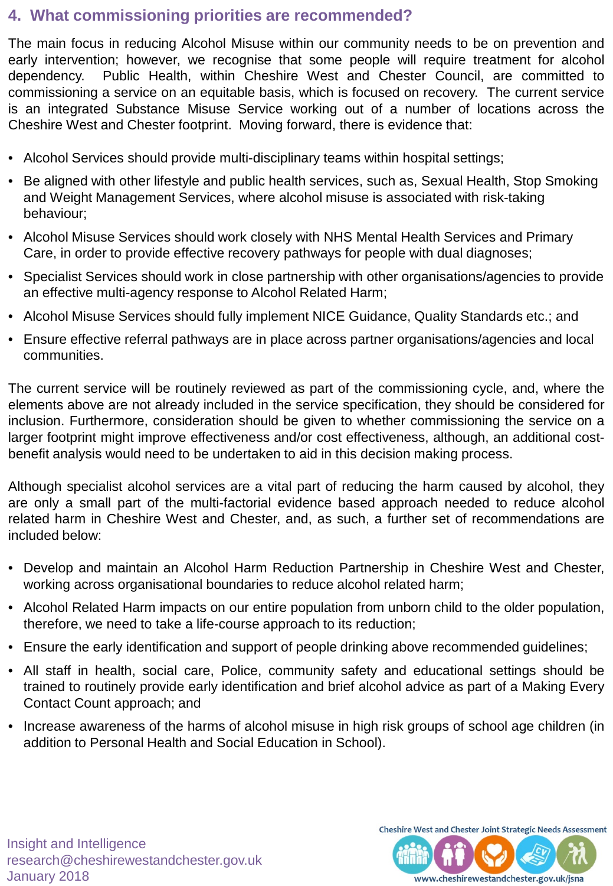## 4. What commissioning priorities are recommended?

The main focus in reducing Alcohol Misuse within our community needs to be on prevention and early intervention; however, we recognise that some people will require treatment for alcohol dependency. Public Health, within Cheshire West and Chester Council, are committed to commissioning a service on an equitable basis, which is focused on recovery. The current service is an integrated Substance Misuse Service working out of a number of locations across the Cheshire West and Chester footprint. Moving forward, there is evidence that:

- Alcohol Services should provide multi-disciplinary teams within hospital settings;
- Be aligned with other lifestyle and public health services, such as, Sexual Health, Stop Smoking and Weight Management Services, where alcohol misuse is associated with risk-taking behaviour;
- Alcohol Misuse Services should work closely with NHS Mental Health Services and Primary Care, in order to provide effective recovery pathways for people with dual diagnoses;
- Specialist Services should work in close partnership with other organisations/agencies to provide an effective multi-agency response to Alcohol Related Harm;
- Alcohol Misuse Services should fully implement NICE Guidance, Quality Standards etc.; and
- Ensure effective referral pathways are in place across partner organisations/agencies and local communities.

The current service will be routinely reviewed as part of the commissioning cycle, and, where the elements above are not already included in the service specification, they should be considered for inclusion. Furthermore, consideration should be given to whether commissioning the service on a larger footprint might improve effectiveness and/or cost effectiveness, although, an additional cost-benefit analysis would need to be undertaken to aid in this decision making process.

Although specialist alcohol services are a vital part of reducing the harm caused by alcohol, they are only a small part of the multi-factorial evidence based approach needed to reduce alcohol related harm in Cheshire West and Chester, and, as such, a further set of recommendations are included below:

- Develop and maintain an Alcohol Harm Reduction Partnership in Cheshire West and Chester, working across organisational boundaries to reduce alcohol related harm;
- Alcohol Related Harm impacts on our entire population from unborn child to the older population, therefore, we need to take a life-course approach to its reduction;
- Ensure the early identification and support of people drinking above recommended guidelines;
- All staff in health, social care, Police, community safety and educational settings should be trained to routinely provide early identification and brief alcohol advice as part of a Making Every Contact Count approach; and
- Increase awareness of the harms of alcohol misuse in high risk groups of school age children (in addition to Personal Health and Social Education in School).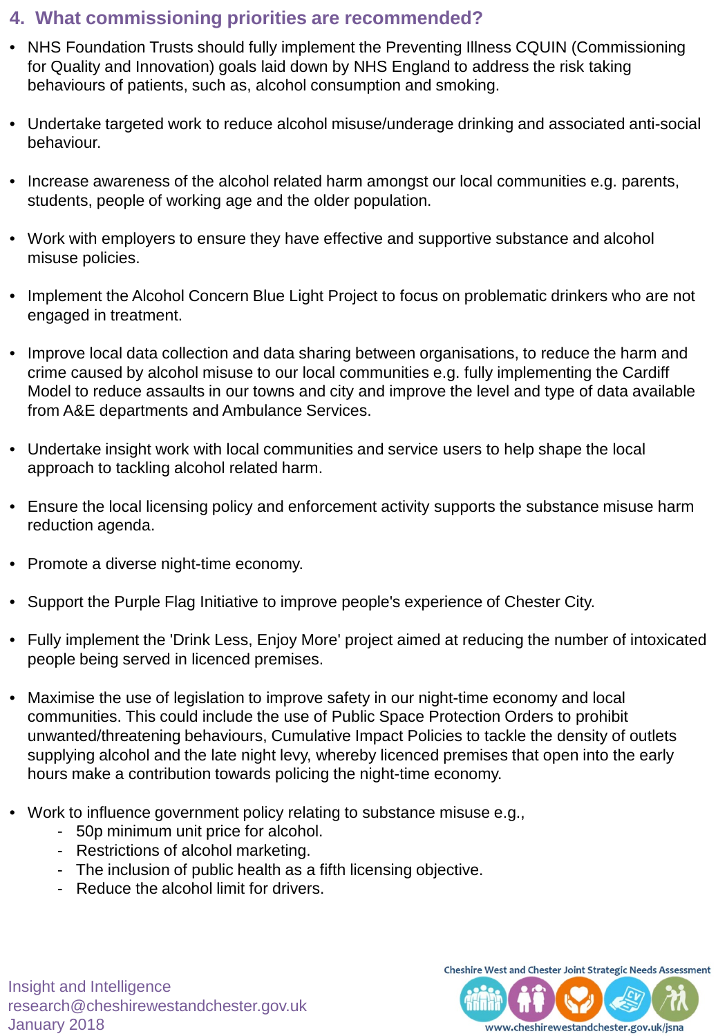## 4. What commissioning priorities are recommended?

- NHS Foundation Trusts should fully implement the Preventing Illness CQUIN (Commissioning for Quality and Innovation) goals laid down by NHS England to address the risk taking behaviours of patients, such as, alcohol consumption and smoking.
- Undertake targeted work to reduce alcohol misuse/underage drinking and associated anti-social behaviour.
- Increase awareness of the alcohol related harm amongst our local communities e.g. parents, students, people of working age and the older population.
- Work with employers to ensure they have effective and supportive substance and alcohol misuse policies.
- Implement the Alcohol Concern Blue Light Project to focus on problematic drinkers who are not engaged in treatment.
- Improve local data collection and data sharing between organisations, to reduce the harm and crime caused by alcohol misuse to our local communities e.g. fully implementing the Cardiff Model to reduce assaults in our towns and city and improve the level and type of data available from A&E departments and Ambulance Services.
- Undertake insight work with local communities and service users to help shape the local approach to tackling alcohol related harm.
- Ensure the local licensing policy and enforcement activity supports the substance misuse harm reduction agenda.
- Promote a diverse night-time economy.
- Support the Purple Flag Initiative to improve people's experience of Chester City.
- Fully implement the 'Drink Less, Enjoy More' project aimed at reducing the number of intoxicated people being served in licenced premises.
- Maximise the use of legislation to improve safety in our night-time economy and local communities. This could include the use of Public Space Protection Orders to prohibit unwanted/threatening behaviours, Cumulative Impact Policies to tackle the density of outlets supplying alcohol and the late night levy, whereby licenced premises that open into the early hours make a contribution towards policing the night-time economy.
- Work to influence government policy relating to substance misuse e.g.,
  - 50p minimum unit price for alcohol.
  - Restrictions of alcohol marketing.
  - The inclusion of public health as a fifth licensing objective.
  - Reduce the alcohol limit for drivers.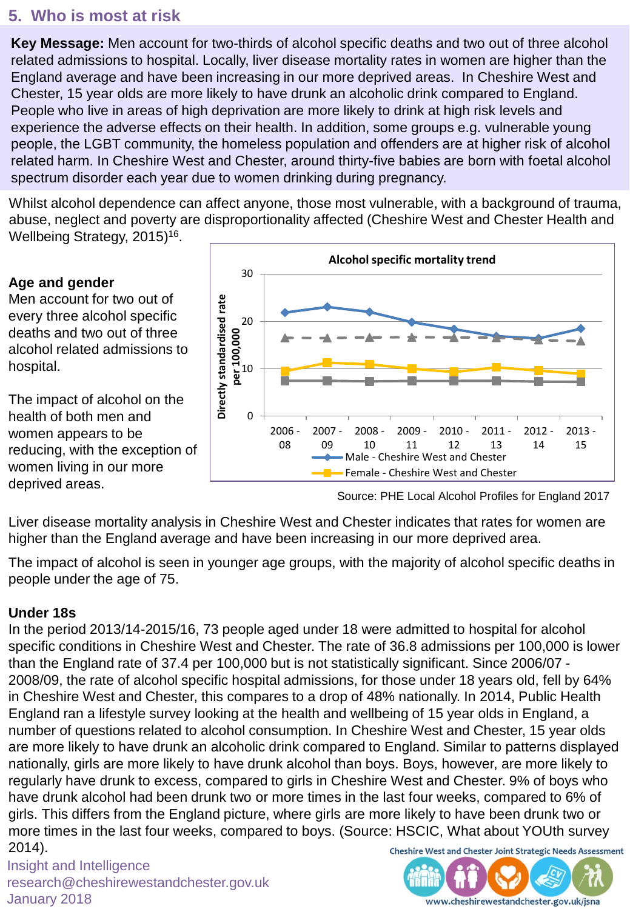## 5. Who is most at risk

**Key Message:** Men account for two-thirds of alcohol specific deaths and two out of three alcohol related admissions to hospital. Locally, liver disease mortality rates in women are higher than the England average and have been increasing in our more deprived areas. In Cheshire West and Chester, 15 year olds are more likely to have drunk an alcoholic drink compared to England. People who live in areas of high deprivation are more likely to drink at high risk levels and experience the adverse effects on their health. In addition, some groups e.g. vulnerable young people, the LGBT community, the homeless population and offenders are at higher risk of alcohol related harm. In Cheshire West and Chester, around thirty-five babies are born with foetal alcohol spectrum disorder each year due to women drinking during pregnancy.

Whilst alcohol dependence can affect anyone, those most vulnerable, with a background of trauma, abuse, neglect and poverty are disproportionality affected (Cheshire West and Chester Health and Wellbeing Strategy, 2015)[16].

### Age and gender

Men account for two out of every three alcohol specific deaths and two out of three alcohol related admissions to hospital.

The impact of alcohol on the health of both men and women appears to be reducing, with the exception of women living in our more deprived areas.

Alcohol specific mortality trend

Directly standardised rate per 100,000

30
20
10
0

2006 - 08, 2007 - 09, 2008 - 10, 2009 - 11, 2010 - 12, 2011 - 13, 2012 - 14, 2013 - 15

Male - Cheshire West and Chester
Female - Cheshire West and Chester

Source: PHE Local Alcohol Profiles for England 2017

Liver disease mortality analysis in Cheshire West and Chester indicates that rates for women are higher than the England average and have been increasing in our more deprived area.

The impact of alcohol is seen in younger age groups, with the majority of alcohol specific deaths in people under the age of 75.

### Under 18s

In the period 2013/14-2015/16, 73 people aged under 18 were admitted to hospital for alcohol specific conditions in Cheshire West and Chester. The rate of 36.8 admissions per 100,000 is lower than the England rate of 37.4 per 100,000 but is not statistically significant. Since 2006/07 - 2008/09, the rate of alcohol specific hospital admissions, for those under 18 years old, fell by 64% in Cheshire West and Chester, this compares to a drop of 48% nationally. In 2014, Public Health England ran a lifestyle survey looking at the health and wellbeing of 15 year olds in England, a number of questions related to alcohol consumption. In Cheshire West and Chester, 15 year olds are more likely to have drunk an alcoholic drink compared to England. Similar to patterns displayed nationally, girls are more likely to have drunk alcohol than boys. Boys, however, are more likely to regularly have drunk to excess, compared to girls in Cheshire West and Chester. 9% of boys who have drunk alcohol had been drunk two or more times in the last four weeks, compared to 6% of girls. This differs from the England picture, where girls are more likely to have been drunk two or more times in the last four weeks, compared to boys. (Source: HSCIC, What about YOUth survey 2014).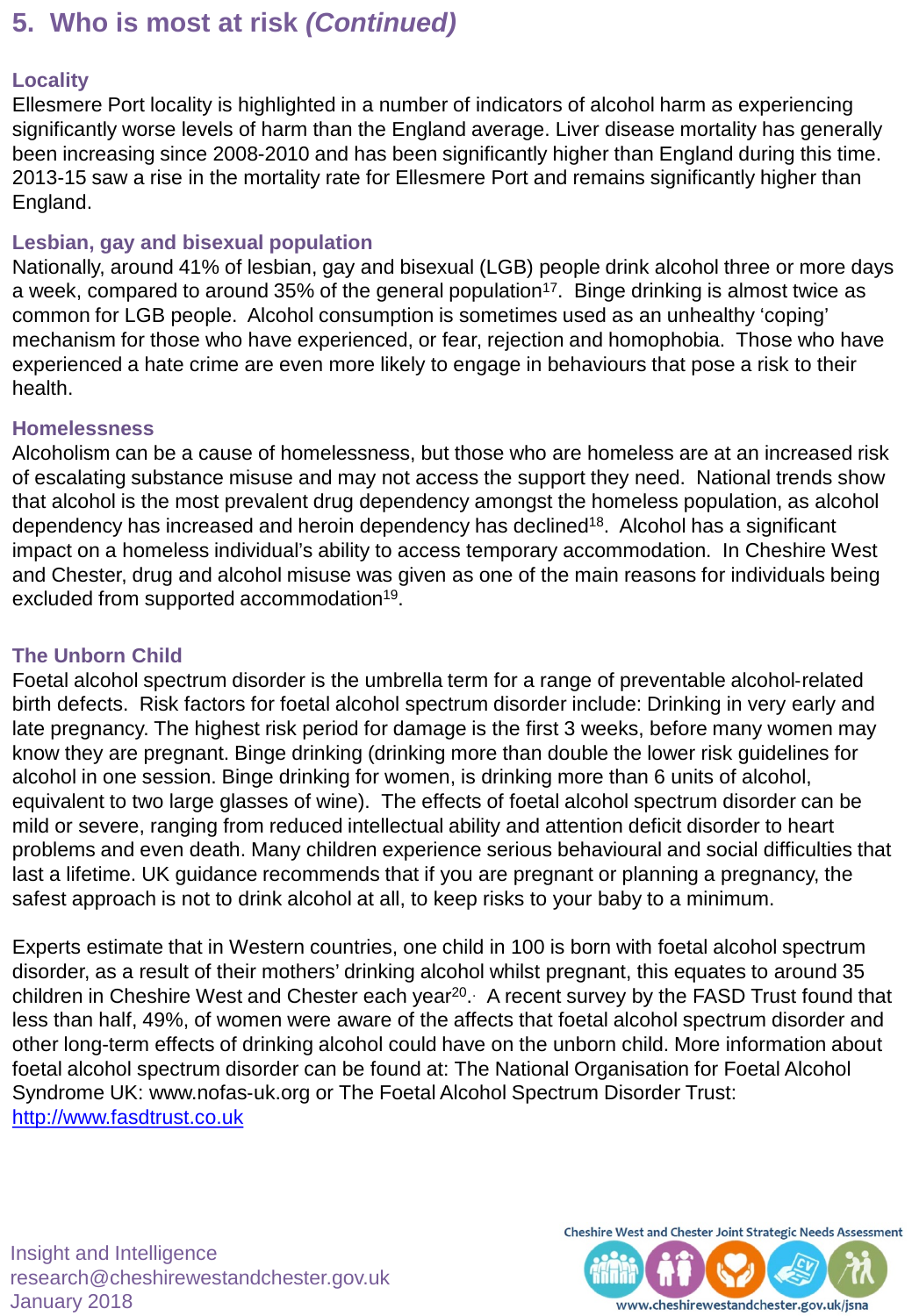## 5. Who is most at risk *(Continued)*

### Locality

Ellesmere Port locality is highlighted in a number of indicators of alcohol harm as experiencing significantly worse levels of harm than the England average. Liver disease mortality has generally been increasing since 2008-2010 and has been significantly higher than England during this time. 2013-15 saw a rise in the mortality rate for Ellesmere Port and remains significantly higher than England.

### Lesbian, gay and bisexual population

Nationally, around 41% of lesbian, gay and bisexual (LGB) people drink alcohol three or more days a week, compared to around 35% of the general population[17]. Binge drinking is almost twice as common for LGB people. Alcohol consumption is sometimes used as an unhealthy 'coping' mechanism for those who have experienced, or fear, rejection and homophobia. Those who have experienced a hate crime are even more likely to engage in behaviours that pose a risk to their health.

### Homelessness

Alcoholism can be a cause of homelessness, but those who are homeless are at an increased risk of escalating substance misuse and may not access the support they need. National trends show that alcohol is the most prevalent drug dependency amongst the homeless population, as alcohol dependency has increased and heroin dependency has declined[18]. Alcohol has a significant impact on a homeless individual's ability to access temporary accommodation. In Cheshire West and Chester, drug and alcohol misuse was given as one of the main reasons for individuals being excluded from supported accommodation[19].

### The Unborn Child

Foetal alcohol spectrum disorder is the umbrella term for a range of preventable alcohol-related birth defects. Risk factors for foetal alcohol spectrum disorder include: Drinking in very early and late pregnancy. The highest risk period for damage is the first 3 weeks, before many women may know they are pregnant. Binge drinking (drinking more than double the lower risk guidelines for alcohol in one session. Binge drinking for women, is drinking more than 6 units of alcohol, equivalent to two large glasses of wine). The effects of foetal alcohol spectrum disorder can be mild or severe, ranging from reduced intellectual ability and attention deficit disorder to heart problems and even death. Many children experience serious behavioural and social difficulties that last a lifetime. UK guidance recommends that if you are pregnant or planning a pregnancy, the safest approach is not to drink alcohol at all, to keep risks to your baby to a minimum.

Experts estimate that in Western countries, one child in 100 is born with foetal alcohol spectrum disorder, as a result of their mothers' drinking alcohol whilst pregnant, this equates to around 35 children in Cheshire West and Chester each year[20]. A recent survey by the FASD Trust found that less than half, 49%, of women were aware of the affects that foetal alcohol spectrum disorder and other long-term effects of drinking alcohol could have on the unborn child. More information about foetal alcohol spectrum disorder can be found at: The National Organisation for Foetal Alcohol Syndrome UK: www.nofas-uk.org or The Foetal Alcohol Spectrum Disorder Trust: [http://www.fasdtrust.co.uk](http://www.fasdtrust.co.uk)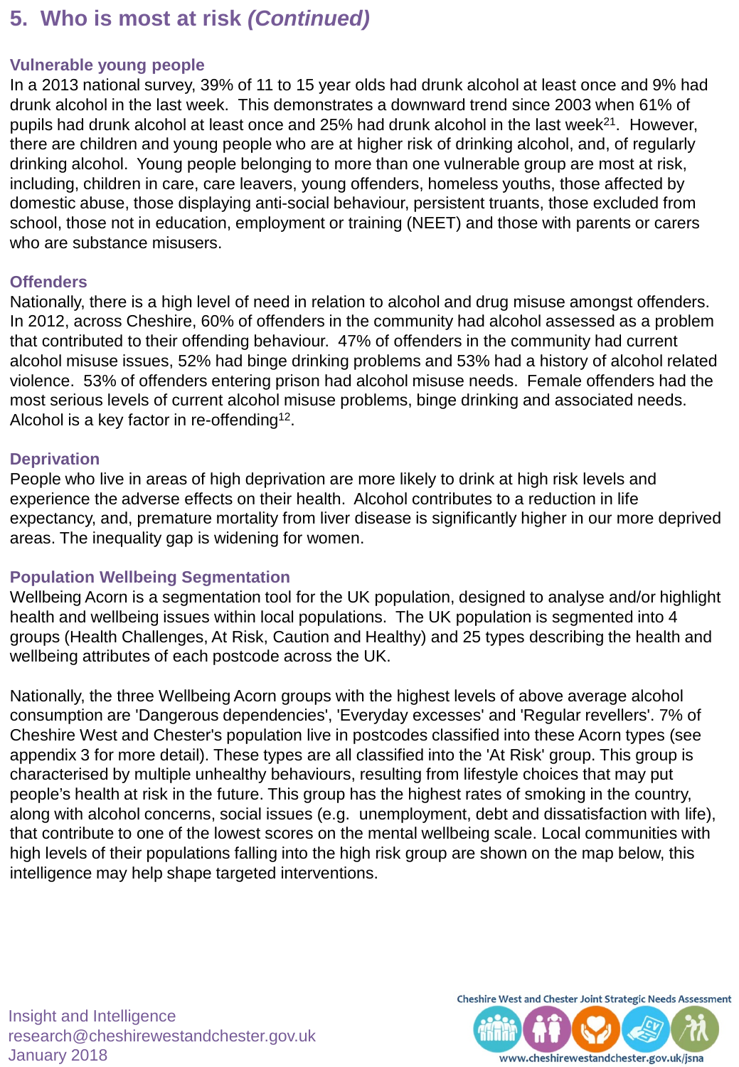## 5. Who is most at risk *(Continued)*

### Vulnerable young people

In a 2013 national survey, 39% of 11 to 15 year olds had drunk alcohol at least once and 9% had drunk alcohol in the last week. This demonstrates a downward trend since 2003 when 61% of pupils had drunk alcohol at least once and 25% had drunk alcohol in the last week[21]. However, there are children and young people who are at higher risk of drinking alcohol, and, of regularly drinking alcohol. Young people belonging to more than one vulnerable group are most at risk, including, children in care, care leavers, young offenders, homeless youths, those affected by domestic abuse, those displaying anti-social behaviour, persistent truants, those excluded from school, those not in education, employment or training (NEET) and those with parents or carers who are substance misusers.

### Offenders

Nationally, there is a high level of need in relation to alcohol and drug misuse amongst offenders. In 2012, across Cheshire, 60% of offenders in the community had alcohol assessed as a problem that contributed to their offending behaviour. 47% of offenders in the community had current alcohol misuse issues, 52% had binge drinking problems and 53% had a history of alcohol related violence. 53% of offenders entering prison had alcohol misuse needs. Female offenders had the most serious levels of current alcohol misuse problems, binge drinking and associated needs. Alcohol is a key factor in re-offending[12].

### Deprivation

People who live in areas of high deprivation are more likely to drink at high risk levels and experience the adverse effects on their health. Alcohol contributes to a reduction in life expectancy, and, premature mortality from liver disease is significantly higher in our more deprived areas. The inequality gap is widening for women.

### Population Wellbeing Segmentation

Wellbeing Acorn is a segmentation tool for the UK population, designed to analyse and/or highlight health and wellbeing issues within local populations. The UK population is segmented into 4 groups (Health Challenges, At Risk, Caution and Healthy) and 25 types describing the health and wellbeing attributes of each postcode across the UK.

Nationally, the three Wellbeing Acorn groups with the highest levels of above average alcohol consumption are 'Dangerous dependencies', 'Everyday excesses' and 'Regular revellers'. 7% of Cheshire West and Chester's population live in postcodes classified into these Acorn types (see appendix 3 for more detail). These types are all classified into the 'At Risk' group. This group is characterised by multiple unhealthy behaviours, resulting from lifestyle choices that may put people's health at risk in the future. This group has the highest rates of smoking in the country, along with alcohol concerns, social issues (e.g. unemployment, debt and dissatisfaction with life), that contribute to one of the lowest scores on the mental wellbeing scale. Local communities with high levels of their populations falling into the high risk group are shown on the map below, this intelligence may help shape targeted interventions.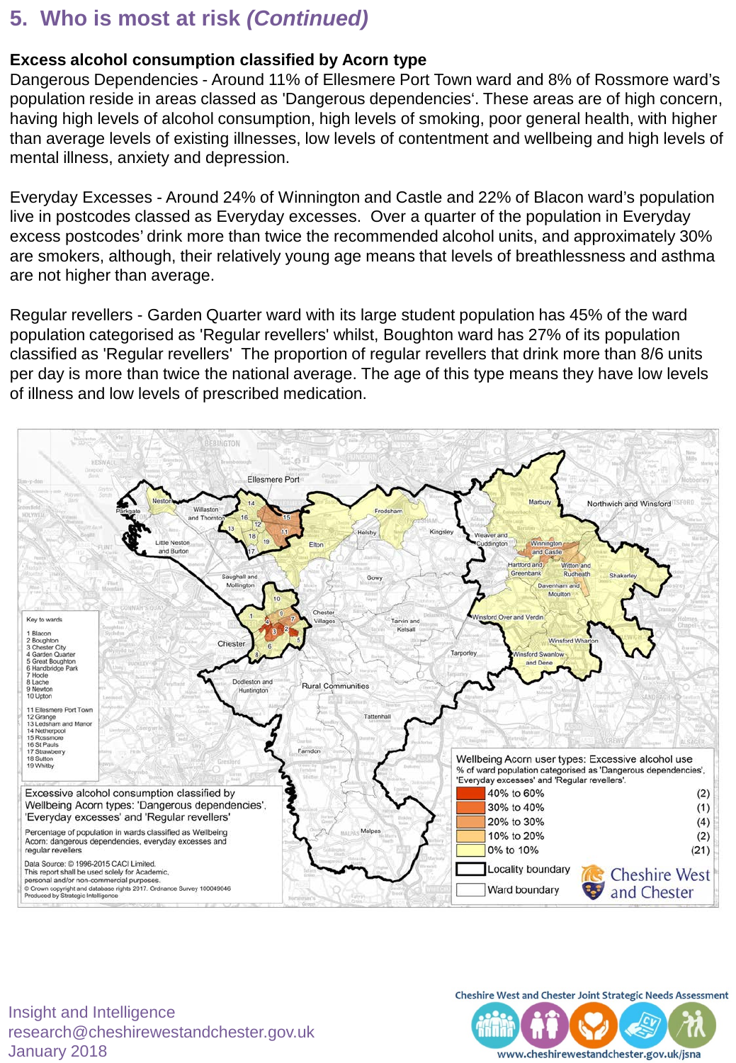# 5. Who is most at risk *(Continued)*

**Excess alcohol consumption classified by Acorn type**

Dangerous Dependencies - Around 11% of Ellesmere Port Town ward and 8% of Rossmore ward's population reside in areas classed as 'Dangerous dependencies'. These areas are of high concern, having high levels of alcohol consumption, high levels of smoking, poor general health, with higher than average levels of existing illnesses, low levels of contentment and wellbeing and high levels of mental illness, anxiety and depression.

Everyday Excesses - Around 24% of Winnington and Castle and 22% of Blacon ward's population live in postcodes classed as Everyday excesses. Over a quarter of the population in Everyday excess postcodes' drink more than twice the recommended alcohol units, and approximately 30% are smokers, although, their relatively young age means that levels of breathlessness and asthma are not higher than average.

Regular revellers - Garden Quarter ward with its large student population has 45% of the ward population categorised as 'Regular revellers' whilst, Boughton ward has 27% of its population classified as 'Regular revellers' The proportion of regular revellers that drink more than 8/6 units per day is more than twice the national average. The age of this type means they have low levels of illness and low levels of prescribed medication.

Excessive alcohol consumption classified by Wellbeing Acorn types: 'Dangerous dependencies', 'Everyday excesses' and 'Regular revellers'

Percentage of population in wards classified as Wellbeing Acorn: dangerous dependencies, everyday excesses and regular revellers

Key to wards
1 Blacon
2 Boughton
3 Chester City
4 Garden Quarter
5 Great Boughton
6 Handbridge Park
7 Hoole
8 Lache
9 Newton
10 Upton

11 Ellesmere Port Town
12 Grange
13 Ledsham and Manor
14 Netherpool
15 Rossmore
16 St Pauls
17 Strawberry
18 Sutton
19 Whitby

Wellbeing Acorn user types: Excessive alcohol use
% of ward population categorised as 'Dangerous dependencies', 'Everyday excesses' and 'Regular revellers'.
40% to 60% (2)
30% to 40% (1)
20% to 30% (4)
10% to 20% (2)
0% to 10% (21)
Locality boundary
Ward boundary

Data Source: © 1996-2015 CACI Limited.
This report shall be used solely for Academic, personal and/or non-commercial purposes.
© Crown copyright and database rights 2017. Ordnance Survey 100049046
Produced by Strategic Intelligence

Insight and Intelligence
research@cheshirewestandchester.gov.uk
January 2018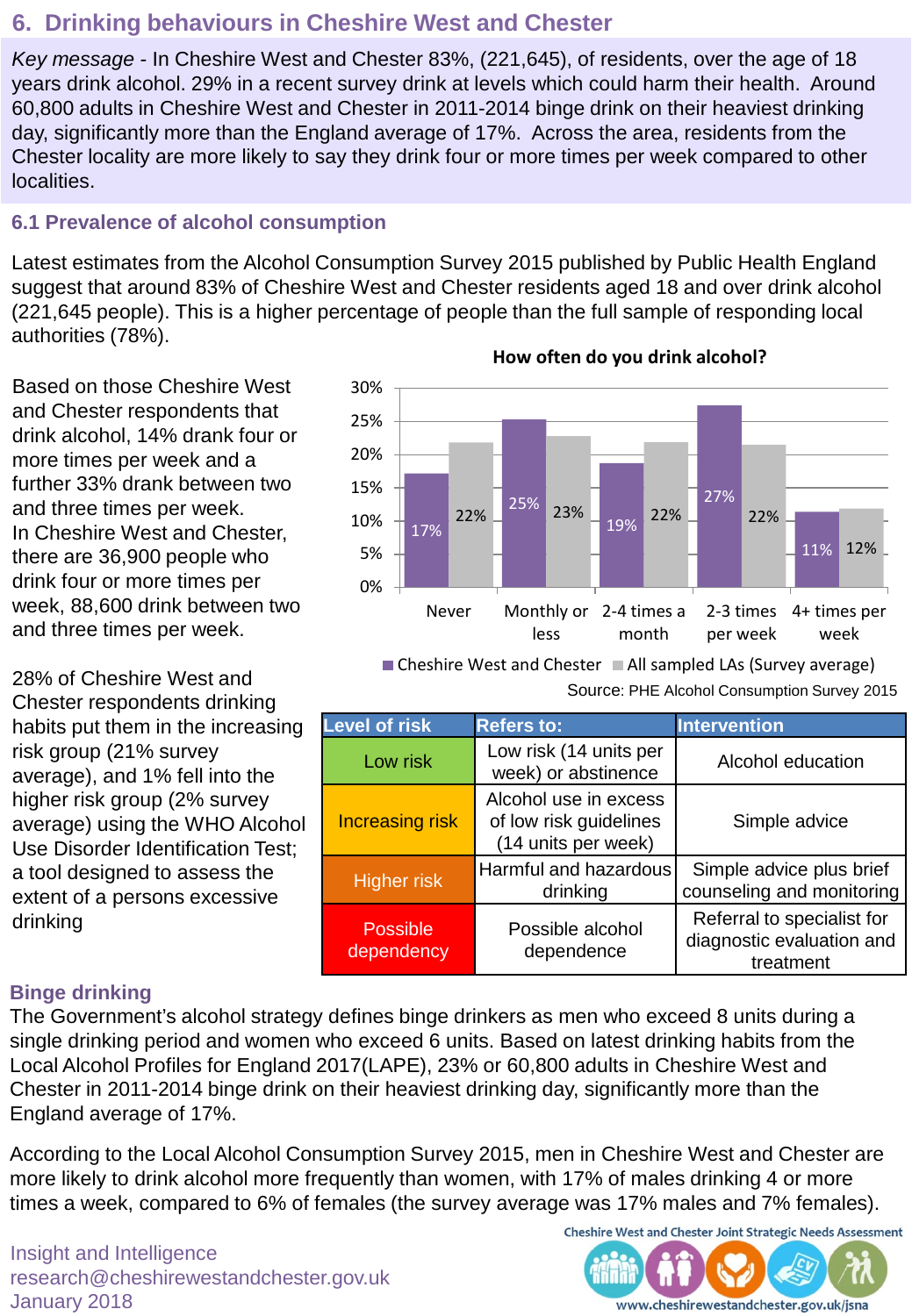## 6. Drinking behaviours in Cheshire West and Chester

*Key message* - In Cheshire West and Chester 83%, (221,645), of residents, over the age of 18 years drink alcohol. 29% in a recent survey drink at levels which could harm their health. Around 60,800 adults in Cheshire West and Chester in 2011-2014 binge drink on their heaviest drinking day, significantly more than the England average of 17%. Across the area, residents from the Chester locality are more likely to say they drink four or more times per week compared to other localities.

### 6.1 Prevalence of alcohol consumption

Latest estimates from the Alcohol Consumption Survey 2015 published by Public Health England suggest that around 83% of Cheshire West and Chester residents aged 18 and over drink alcohol (221,645 people). This is a higher percentage of people than the full sample of responding local authorities (78%).

Based on those Cheshire West and Chester respondents that drink alcohol, 14% drank four or more times per week and a further 33% drank between two and three times per week. In Cheshire West and Chester, there are 36,900 people who drink four or more times per week, 88,600 drink between two and three times per week.

How often do you drink alcohol?

30%
25%
20%
15%
10%
5%
0%

Never: 17% / 22%
Monthly or less: 25% / 23%
2-4 times a month: 19% / 22%
2-3 times per week: 27% / 22%
4+ times per week: 11% / 12%

Cheshire West and Chester
All sampled LAs (Survey average)

Source: PHE Alcohol Consumption Survey 2015

28% of Cheshire West and Chester respondents drinking habits put them in the increasing risk group (21% survey average), and 1% fell into the higher risk group (2% survey average) using the WHO Alcohol Use Disorder Identification Test; a tool designed to assess the extent of a persons excessive drinking

| Level of risk | Refers to: | Intervention |
| --- | --- | --- |
| Low risk | Low risk (14 units per week) or abstinence | Alcohol education |
| Increasing risk | Alcohol use in excess of low risk guidelines (14 units per week) | Simple advice |
| Higher risk | Harmful and hazardous drinking | Simple advice plus brief counseling and monitoring |
| Possible dependency | Possible alcohol dependence | Referral to specialist for diagnostic evaluation and treatment |

### Binge drinking

The Government's alcohol strategy defines binge drinkers as men who exceed 8 units during a single drinking period and women who exceed 6 units. Based on latest drinking habits from the Local Alcohol Profiles for England 2017(LAPE), 23% or 60,800 adults in Cheshire West and Chester in 2011-2014 binge drink on their heaviest drinking day, significantly more than the England average of 17%.

According to the Local Alcohol Consumption Survey 2015, men in Cheshire West and Chester are more likely to drink alcohol more frequently than women, with 17% of males drinking 4 or more times a week, compared to 6% of females (the survey average was 17% males and 7% females).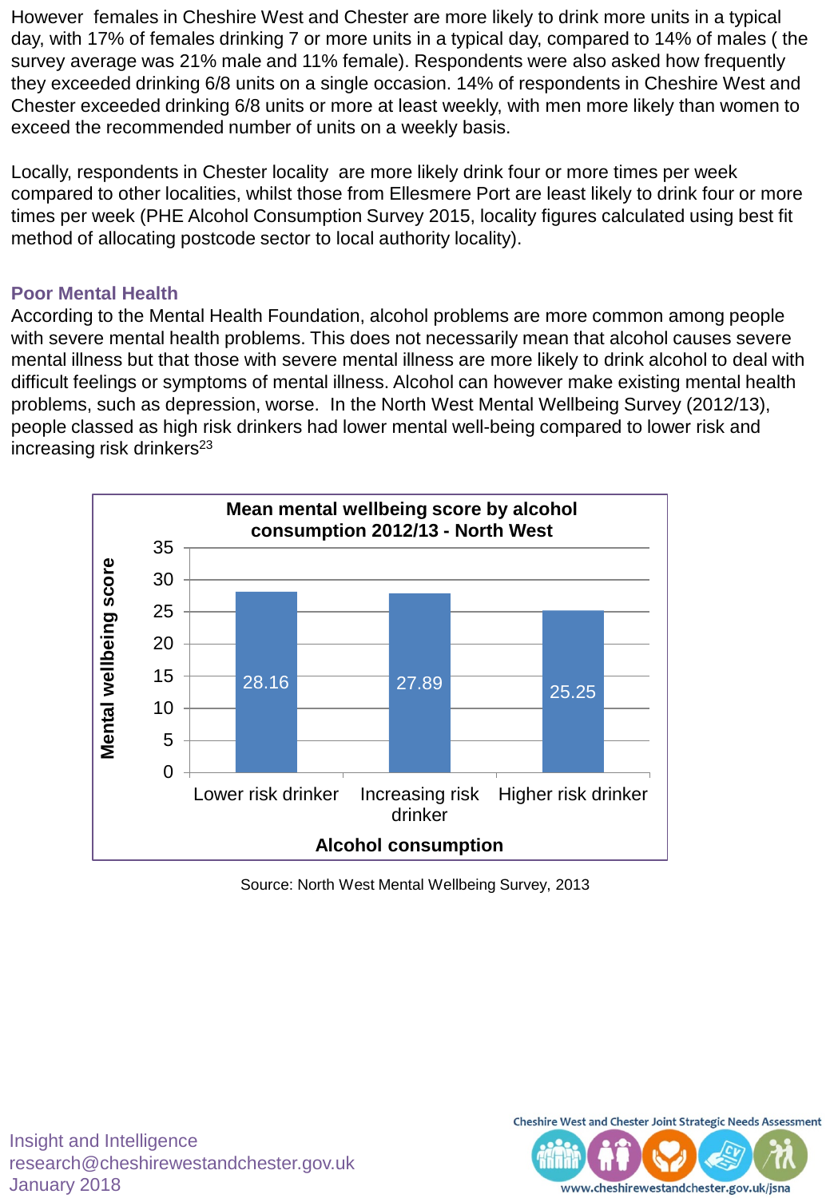However females in Cheshire West and Chester are more likely to drink more units in a typical day, with 17% of females drinking 7 or more units in a typical day, compared to 14% of males ( the survey average was 21% male and 11% female). Respondents were also asked how frequently they exceeded drinking 6/8 units on a single occasion. 14% of respondents in Cheshire West and Chester exceeded drinking 6/8 units or more at least weekly, with men more likely than women to exceed the recommended number of units on a weekly basis.

Locally, respondents in Chester locality are more likely drink four or more times per week compared to other localities, whilst those from Ellesmere Port are least likely to drink four or more times per week (PHE Alcohol Consumption Survey 2015, locality figures calculated using best fit method of allocating postcode sector to local authority locality).

### Poor Mental Health

According to the Mental Health Foundation, alcohol problems are more common among people with severe mental health problems. This does not necessarily mean that alcohol causes severe mental illness but that those with severe mental illness are more likely to drink alcohol to deal with difficult feelings or symptoms of mental illness. Alcohol can however make existing mental health problems, such as depression, worse. In the North West Mental Wellbeing Survey (2012/13), people classed as high risk drinkers had lower mental well-being compared to lower risk and increasing risk drinkers[23]

Mean mental wellbeing score by alcohol consumption 2012/13 - North West

Mental wellbeing score

35
30
25
20
15
10
5
0

28.16
27.89
25.25

Lower risk drinker
Increasing risk drinker
Higher risk drinker

Alcohol consumption

Source: North West Mental Wellbeing Survey, 2013

Insight and Intelligence
research@cheshirewestandchester.gov.uk
January 2018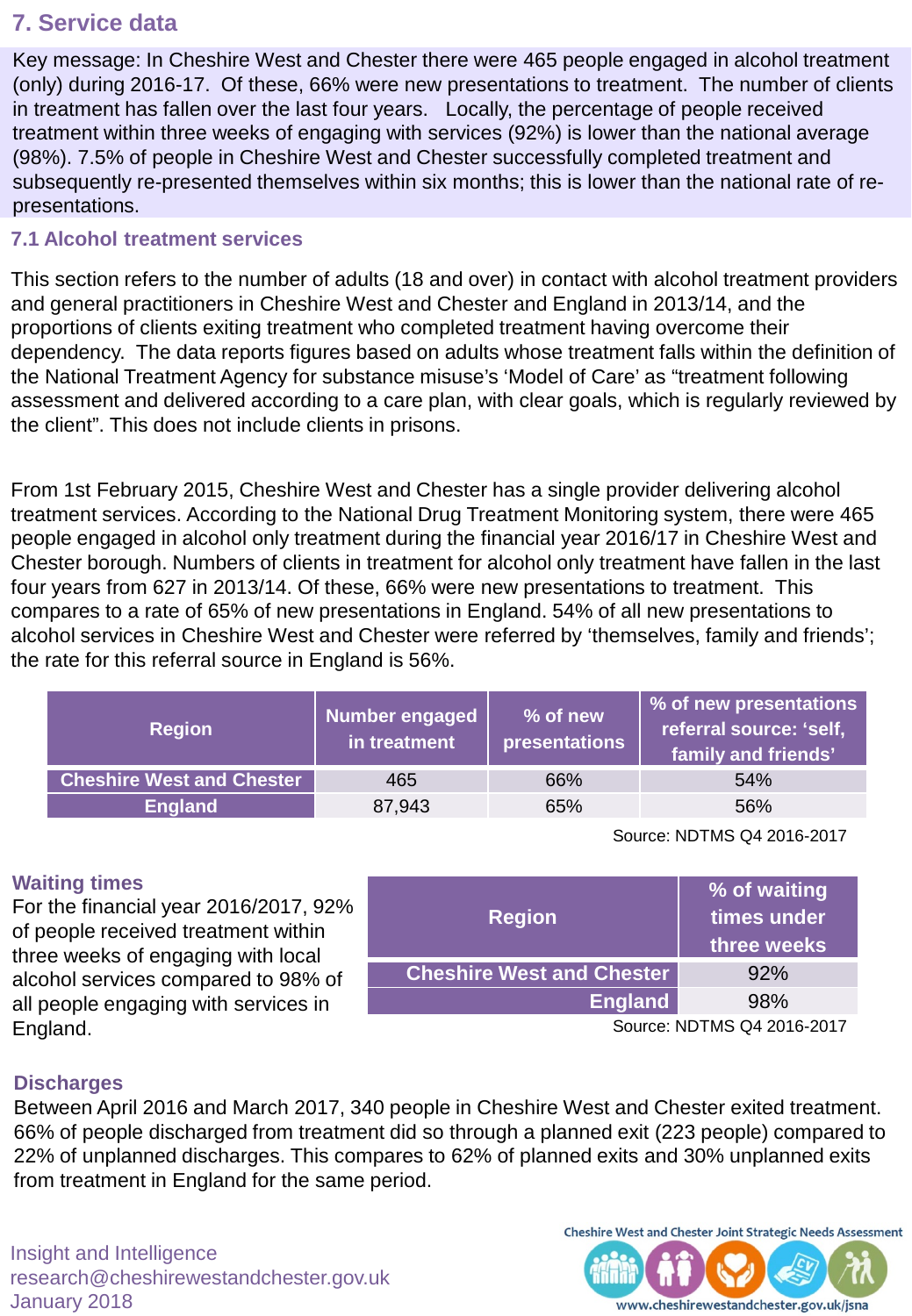## 7. Service data

Key message: In Cheshire West and Chester there were 465 people engaged in alcohol treatment (only) during 2016-17. Of these, 66% were new presentations to treatment. The number of clients in treatment has fallen over the last four years. Locally, the percentage of people received treatment within three weeks of engaging with services (92%) is lower than the national average (98%). 7.5% of people in Cheshire West and Chester successfully completed treatment and subsequently re-presented themselves within six months; this is lower than the national rate of re-presentations.

### 7.1 Alcohol treatment services

This section refers to the number of adults (18 and over) in contact with alcohol treatment providers and general practitioners in Cheshire West and Chester and England in 2013/14, and the proportions of clients exiting treatment who completed treatment having overcome their dependency. The data reports figures based on adults whose treatment falls within the definition of the National Treatment Agency for substance misuse's 'Model of Care' as "treatment following assessment and delivered according to a care plan, with clear goals, which is regularly reviewed by the client". This does not include clients in prisons.

From 1st February 2015, Cheshire West and Chester has a single provider delivering alcohol treatment services. According to the National Drug Treatment Monitoring system, there were 465 people engaged in alcohol only treatment during the financial year 2016/17 in Cheshire West and Chester borough. Numbers of clients in treatment for alcohol only treatment have fallen in the last four years from 627 in 2013/14. Of these, 66% were new presentations to treatment. This compares to a rate of 65% of new presentations in England. 54% of all new presentations to alcohol services in Cheshire West and Chester were referred by 'themselves, family and friends'; the rate for this referral source in England is 56%.

| Region | Number engaged in treatment | % of new presentations | % of new presentations referral source: 'self, family and friends' |
|---|---|---|---|
| Cheshire West and Chester | 465 | 66% | 54% |
| England | 87,943 | 65% | 56% |

Source: NDTMS Q4 2016-2017

**Waiting times**

For the financial year 2016/2017, 92% of people received treatment within three weeks of engaging with local alcohol services compared to 98% of all people engaging with services in England.

| Region | % of waiting times under three weeks |
|---|---|
| Cheshire West and Chester | 92% |
| England | 98% |

Source: NDTMS Q4 2016-2017

**Discharges**

Between April 2016 and March 2017, 340 people in Cheshire West and Chester exited treatment. 66% of people discharged from treatment did so through a planned exit (223 people) compared to 22% of unplanned discharges. This compares to 62% of planned exits and 30% unplanned exits from treatment in England for the same period.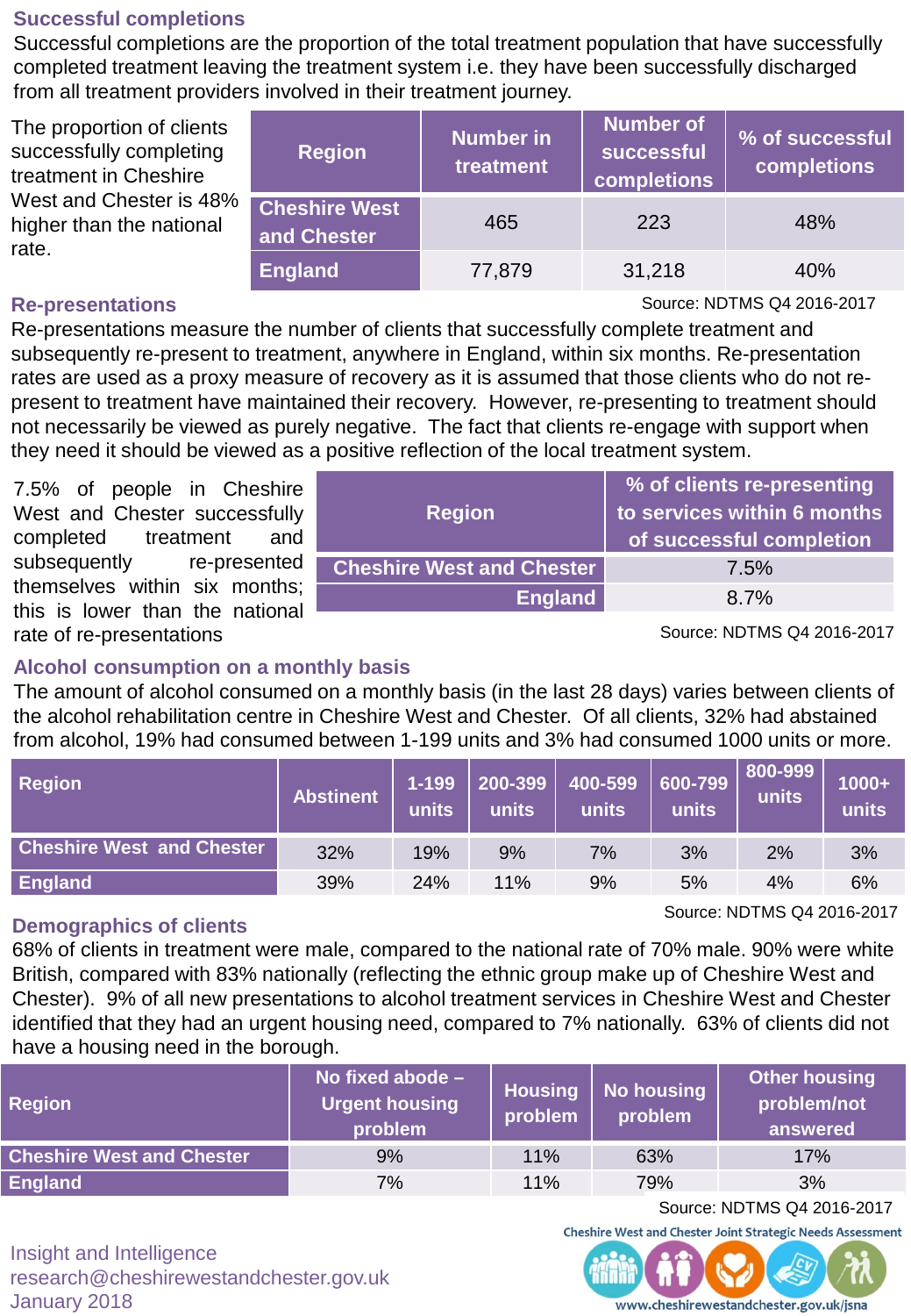## Successful completions

Successful completions are the proportion of the total treatment population that have successfully completed treatment leaving the treatment system i.e. they have been successfully discharged from all treatment providers involved in their treatment journey.

The proportion of clients successfully completing treatment in Cheshire West and Chester is 48% higher than the national rate.

| Region | Number in treatment | Number of successful completions | % of successful completions |
|---|---|---|---|
| Cheshire West and Chester | 465 | 223 | 48% |
| England | 77,879 | 31,218 | 40% |

Source: NDTMS Q4 2016-2017

## Re-presentations

Re-presentations measure the number of clients that successfully complete treatment and subsequently re-present to treatment, anywhere in England, within six months. Re-presentation rates are used as a proxy measure of recovery as it is assumed that those clients who do not re-present to treatment have maintained their recovery. However, re-presenting to treatment should not necessarily be viewed as purely negative. The fact that clients re-engage with support when they need it should be viewed as a positive reflection of the local treatment system.

7.5% of people in Cheshire West and Chester successfully completed treatment and subsequently re-presented themselves within six months; this is lower than the national rate of re-presentations

| Region | % of clients re-presenting to services within 6 months of successful completion |
|---|---|
| Cheshire West and Chester | 7.5% |
| England | 8.7% |

Source: NDTMS Q4 2016-2017

## Alcohol consumption on a monthly basis

The amount of alcohol consumed on a monthly basis (in the last 28 days) varies between clients of the alcohol rehabilitation centre in Cheshire West and Chester. Of all clients, 32% had abstained from alcohol, 19% had consumed between 1-199 units and 3% had consumed 1000 units or more.

| Region | Abstinent | 1-199 units | 200-399 units | 400-599 units | 600-799 units | 800-999 units | 1000+ units |
|---|---|---|---|---|---|---|---|
| Cheshire West and Chester | 32% | 19% | 9% | 7% | 3% | 2% | 3% |
| England | 39% | 24% | 11% | 9% | 5% | 4% | 6% |

Source: NDTMS Q4 2016-2017

## Demographics of clients

68% of clients in treatment were male, compared to the national rate of 70% male. 90% were white British, compared with 83% nationally (reflecting the ethnic group make up of Cheshire West and Chester). 9% of all new presentations to alcohol treatment services in Cheshire West and Chester identified that they had an urgent housing need, compared to 7% nationally. 63% of clients did not have a housing need in the borough.

| Region | No fixed abode – Urgent housing problem | Housing problem | No housing problem | Other housing problem/not answered |
|---|---|---|---|---|
| Cheshire West and Chester | 9% | 11% | 63% | 17% |
| England | 7% | 11% | 79% | 3% |

Source: NDTMS Q4 2016-2017

Insight and Intelligence
research@cheshirewestandchester.gov.uk
January 2018

Cheshire West and Chester Joint Strategic Needs Assessment
www.cheshirewestandchester.gov.uk/jsna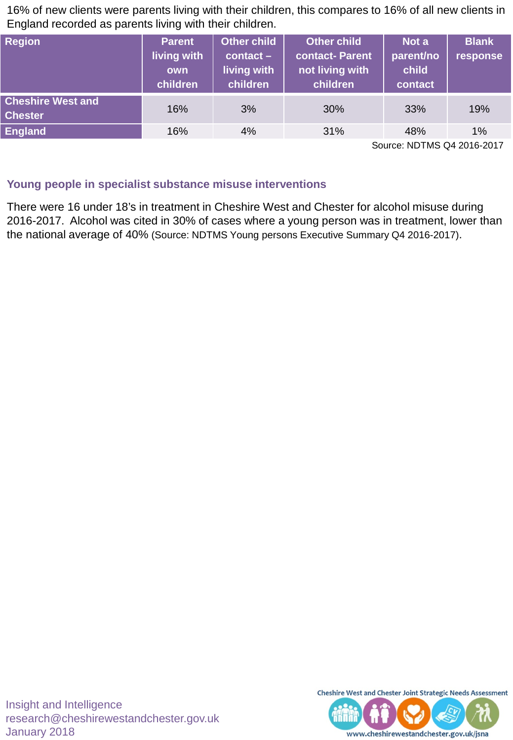16% of new clients were parents living with their children, this compares to 16% of all new clients in England recorded as parents living with their children.

| Region | Parent living with own children | Other child contact – living with children | Other child contact- Parent not living with children | Not a parent/no child contact | Blank response |
|---|---|---|---|---|---|
| Cheshire West and Chester | 16% | 3% | 30% | 33% | 19% |
| England | 16% | 4% | 31% | 48% | 1% |

Source: NDTMS Q4 2016-2017

## Young people in specialist substance misuse interventions

There were 16 under 18's in treatment in Cheshire West and Chester for alcohol misuse during 2016-2017. Alcohol was cited in 30% of cases where a young person was in treatment, lower than the national average of 40% (Source: NDTMS Young persons Executive Summary Q4 2016-2017).

Insight and Intelligence
research@cheshirewestandchester.gov.uk
January 2018

Cheshire West and Chester Joint Strategic Needs Assessment
www.cheshirewestandchester.gov.uk/jsna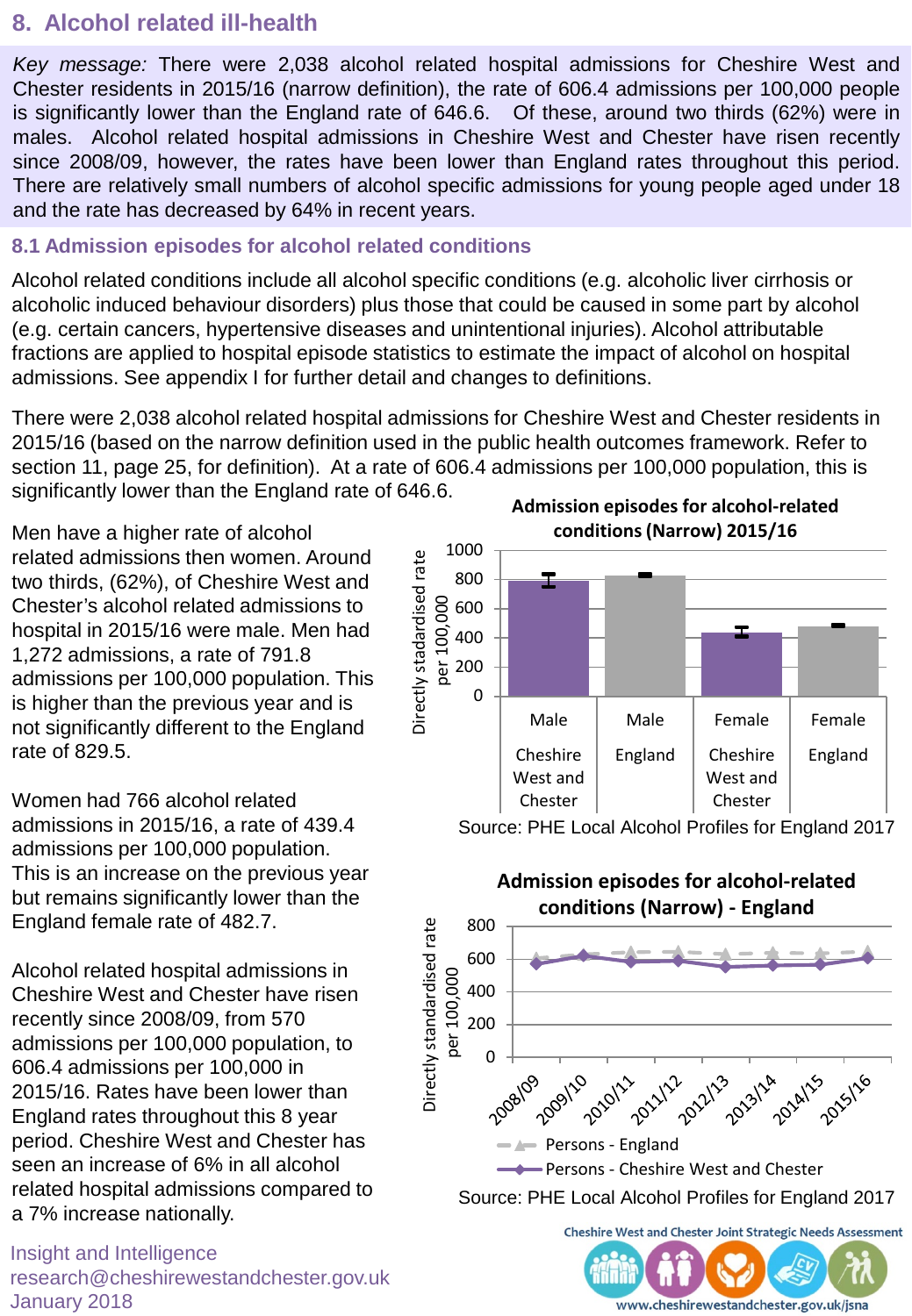## 8. Alcohol related ill-health

*Key message:* There were 2,038 alcohol related hospital admissions for Cheshire West and Chester residents in 2015/16 (narrow definition), the rate of 606.4 admissions per 100,000 people is significantly lower than the England rate of 646.6. Of these, around two thirds (62%) were in males. Alcohol related hospital admissions in Cheshire West and Chester have risen recently since 2008/09, however, the rates have been lower than England rates throughout this period. There are relatively small numbers of alcohol specific admissions for young people aged under 18 and the rate has decreased by 64% in recent years.

### 8.1 Admission episodes for alcohol related conditions

Alcohol related conditions include all alcohol specific conditions (e.g. alcoholic liver cirrhosis or alcoholic induced behaviour disorders) plus those that could be caused in some part by alcohol (e.g. certain cancers, hypertensive diseases and unintentional injuries). Alcohol attributable fractions are applied to hospital episode statistics to estimate the impact of alcohol on hospital admissions. See appendix I for further detail and changes to definitions.

There were 2,038 alcohol related hospital admissions for Cheshire West and Chester residents in 2015/16 (based on the narrow definition used in the public health outcomes framework. Refer to section 11, page 25, for definition). At a rate of 606.4 admissions per 100,000 population, this is significantly lower than the England rate of 646.6.

Men have a higher rate of alcohol related admissions then women. Around two thirds, (62%), of Cheshire West and Chester's alcohol related admissions to hospital in 2015/16 were male. Men had 1,272 admissions, a rate of 791.8 admissions per 100,000 population. This is higher than the previous year and is not significantly different to the England rate of 829.5.

**Admission episodes for alcohol-related conditions (Narrow) 2015/16**

Directly stadardised rate per 100,000

1000
800
600
400
200
0

Male Cheshire West and Chester
Male England
Female Cheshire West and Chester
Female England

Source: PHE Local Alcohol Profiles for England 2017

Women had 766 alcohol related admissions in 2015/16, a rate of 439.4 admissions per 100,000 population. This is an increase on the previous year but remains significantly lower than the England female rate of 482.7.

Alcohol related hospital admissions in Cheshire West and Chester have risen recently since 2008/09, from 570 admissions per 100,000 population, to 606.4 admissions per 100,000 in 2015/16. Rates have been lower than England rates throughout this 8 year period. Cheshire West and Chester has seen an increase of 6% in all alcohol related hospital admissions compared to a 7% increase nationally.

**Admission episodes for alcohol-related conditions (Narrow) - England**

Directly standardised rate per 100,000

800
600
400
200
0

2008/09
2009/10
2010/11
2011/12
2012/13
2013/14
2014/15
2015/16

Persons - England
Persons - Cheshire West and Chester

Source: PHE Local Alcohol Profiles for England 2017

Insight and Intelligence
research@cheshirewestandchester.gov.uk
January 2018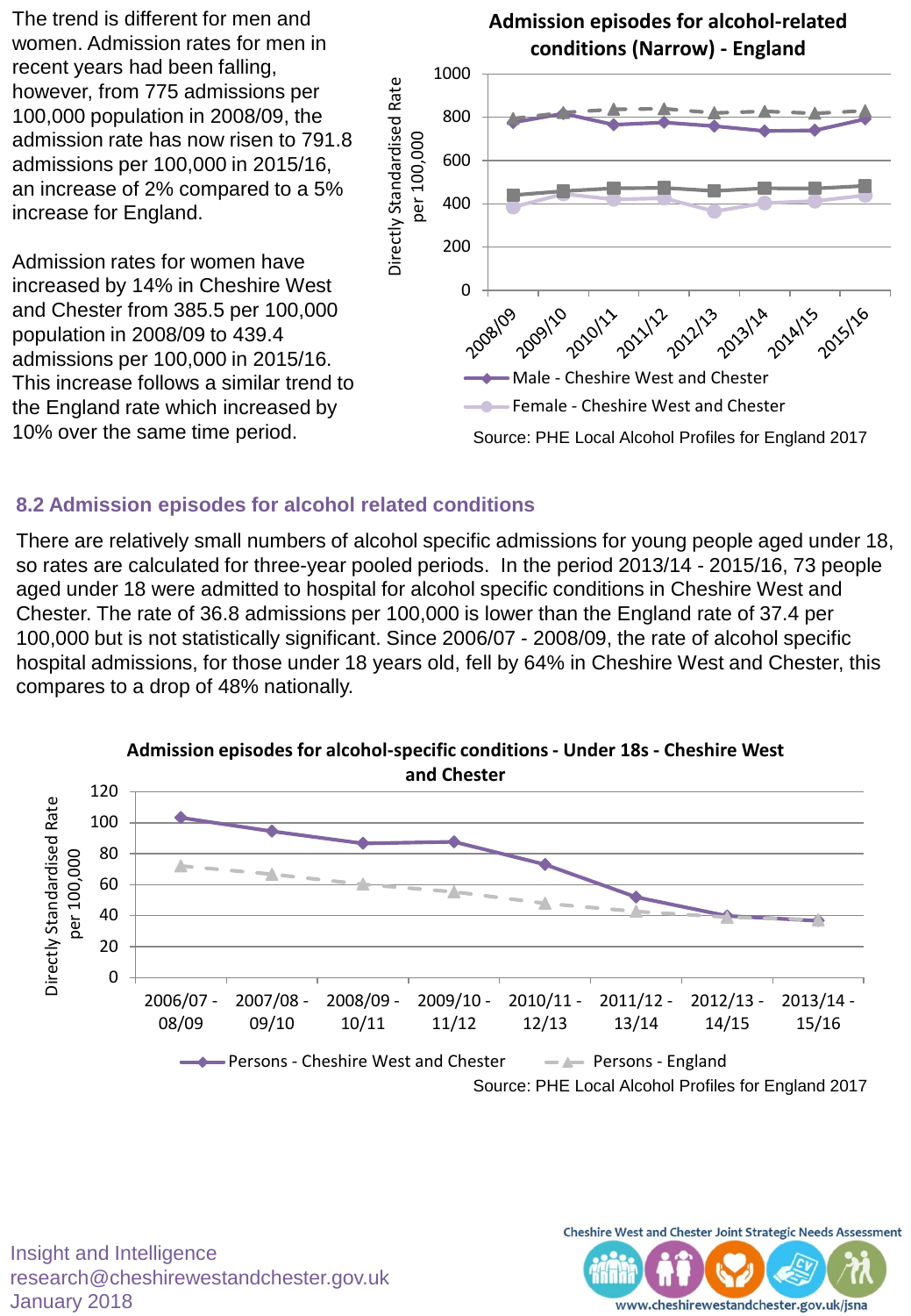The trend is different for men and women. Admission rates for men in recent years had been falling, however, from 775 admissions per 100,000 population in 2008/09, the admission rate has now risen to 791.8 admissions per 100,000 in 2015/16, an increase of 2% compared to a 5% increase for England.

Admission rates for women have increased by 14% in Cheshire West and Chester from 385.5 per 100,000 population in 2008/09 to 439.4 admissions per 100,000 in 2015/16. This increase follows a similar trend to the England rate which increased by 10% over the same time period.

**Admission episodes for alcohol-related conditions (Narrow) - England**

Directly Standardised Rate per 100,000

1000
800
600
400
200
0

2008/09, 2009/10, 2010/11, 2011/12, 2012/13, 2013/14, 2014/15, 2015/16

Male - Cheshire West and Chester
Female - Cheshire West and Chester

Source: PHE Local Alcohol Profiles for England 2017

## 8.2 Admission episodes for alcohol related conditions

There are relatively small numbers of alcohol specific admissions for young people aged under 18, so rates are calculated for three-year pooled periods. In the period 2013/14 - 2015/16, 73 people aged under 18 were admitted to hospital for alcohol specific conditions in Cheshire West and Chester. The rate of 36.8 admissions per 100,000 is lower than the England rate of 37.4 per 100,000 but is not statistically significant. Since 2006/07 - 2008/09, the rate of alcohol specific hospital admissions, for those under 18 years old, fell by 64% in Cheshire West and Chester, this compares to a drop of 48% nationally.

**Admission episodes for alcohol-specific conditions - Under 18s - Cheshire West and Chester**

Directly Standardised Rate per 100,000

120
100
80
60
40
20
0

2006/07 - 08/09, 2007/08 - 09/10, 2008/09 - 10/11, 2009/10 - 11/12, 2010/11 - 12/13, 2011/12 - 13/14, 2012/13 - 14/15, 2013/14 - 15/16

Persons - Cheshire West and Chester
Persons - England

Source: PHE Local Alcohol Profiles for England 2017

Insight and Intelligence
research@cheshirewestandchester.gov.uk
January 2018

Cheshire West and Chester Joint Strategic Needs Assessment
www.cheshirewestandchester.gov.uk/jsna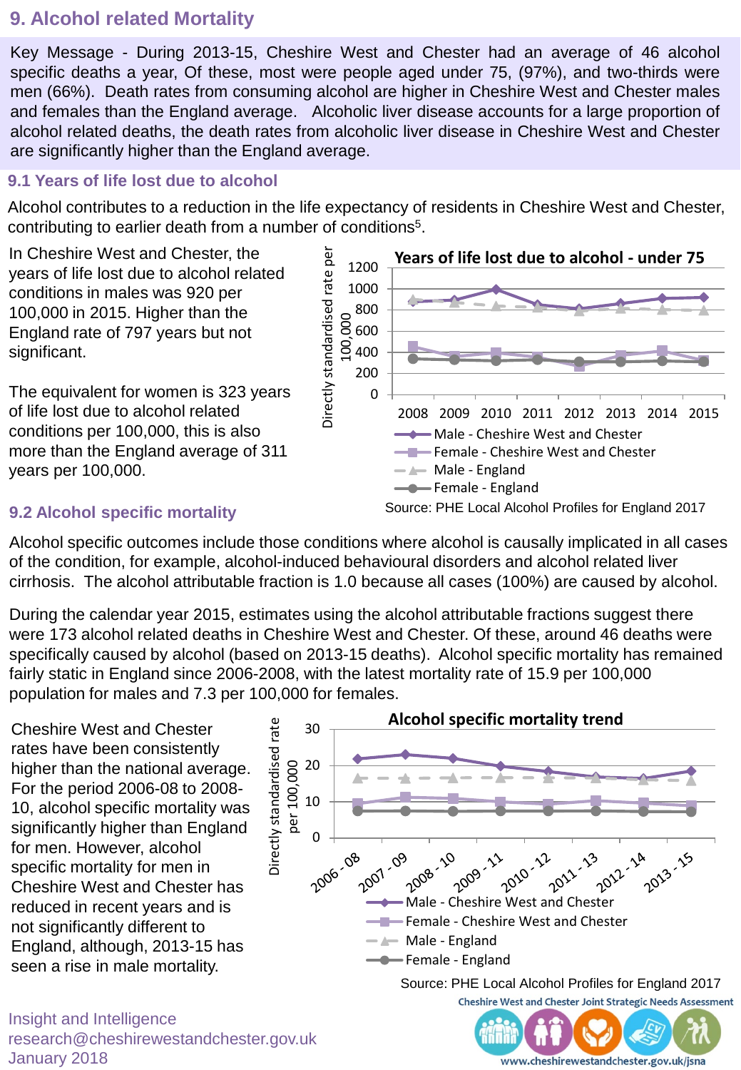## 9. Alcohol related Mortality

Key Message - During 2013-15, Cheshire West and Chester had an average of 46 alcohol specific deaths a year, Of these, most were people aged under 75, (97%), and two-thirds were men (66%). Death rates from consuming alcohol are higher in Cheshire West and Chester males and females than the England average. Alcoholic liver disease accounts for a large proportion of alcohol related deaths, the death rates from alcoholic liver disease in Cheshire West and Chester are significantly higher than the England average.

### 9.1 Years of life lost due to alcohol

Alcohol contributes to a reduction in the life expectancy of residents in Cheshire West and Chester, contributing to earlier death from a number of conditions[5].

In Cheshire West and Chester, the years of life lost due to alcohol related conditions in males was 920 per 100,000 in 2015. Higher than the England rate of 797 years but not significant.

The equivalent for women is 323 years of life lost due to alcohol related conditions per 100,000, this is also more than the England average of 311 years per 100,000.

Years of life lost due to alcohol - under 75

Directly standardised rate per 100,000

1200
1000
800
600
400
200
0

2008 2009 2010 2011 2012 2013 2014 2015

Male - Cheshire West and Chester
Female - Cheshire West and Chester
Male - England
Female - England

Source: PHE Local Alcohol Profiles for England 2017

### 9.2 Alcohol specific mortality

Alcohol specific outcomes include those conditions where alcohol is causally implicated in all cases of the condition, for example, alcohol-induced behavioural disorders and alcohol related liver cirrhosis. The alcohol attributable fraction is 1.0 because all cases (100%) are caused by alcohol.

During the calendar year 2015, estimates using the alcohol attributable fractions suggest there were 173 alcohol related deaths in Cheshire West and Chester. Of these, around 46 deaths were specifically caused by alcohol (based on 2013-15 deaths). Alcohol specific mortality has remained fairly static in England since 2006-2008, with the latest mortality rate of 15.9 per 100,000 population for males and 7.3 per 100,000 for females.

Cheshire West and Chester rates have been consistently higher than the national average. For the period 2006-08 to 2008-10, alcohol specific mortality was significantly higher than England for men. However, alcohol specific mortality for men in Cheshire West and Chester has reduced in recent years and is not significantly different to England, although, 2013-15 has seen a rise in male mortality.

Alcohol specific mortality trend

Directly standardised rate per 100,000

30
20
10
0

2006 - 08 2007 - 09 2008 - 10 2009 - 11 2010 - 12 2011 - 13 2012 - 14 2013 - 15

Male - Cheshire West and Chester
Female - Cheshire West and Chester
Male - England
Female - England

Source: PHE Local Alcohol Profiles for England 2017

Insight and Intelligence
research@cheshirewestandchester.gov.uk
January 2018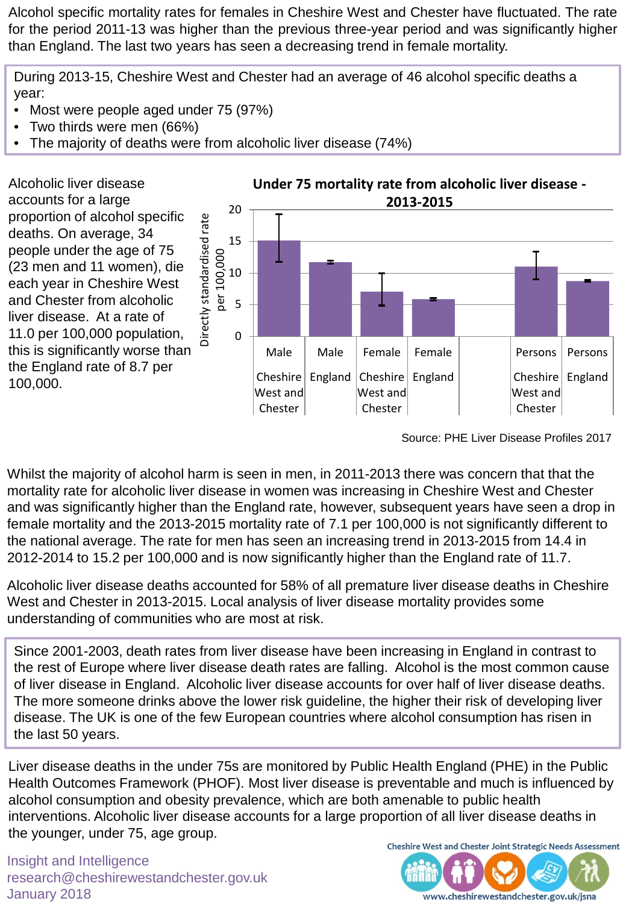Alcohol specific mortality rates for females in Cheshire West and Chester have fluctuated. The rate for the period 2011-13 was higher than the previous three-year period and was significantly higher than England. The last two years has seen a decreasing trend in female mortality.

> During 2013-15, Cheshire West and Chester had an average of 46 alcohol specific deaths a year:
> - Most were people aged under 75 (97%)
> - Two thirds were men (66%)
> - The majority of deaths were from alcoholic liver disease (74%)

Alcoholic liver disease accounts for a large proportion of alcohol specific deaths. On average, 34 people under the age of 75 (23 men and 11 women), die each year in Cheshire West and Chester from alcoholic liver disease. At a rate of 11.0 per 100,000 population, this is significantly worse than the England rate of 8.7 per 100,000.

**Under 75 mortality rate from alcoholic liver disease - 2013-2015**

Directly standardised rate per 100,000

20
15
10
5
0

Male Cheshire West and Chester
Male England
Female Cheshire West and Chester
Female England
Persons Cheshire West and Chester
Persons England

Source: PHE Liver Disease Profiles 2017

Whilst the majority of alcohol harm is seen in men, in 2011-2013 there was concern that that the mortality rate for alcoholic liver disease in women was increasing in Cheshire West and Chester and was significantly higher than the England rate, however, subsequent years have seen a drop in female mortality and the 2013-2015 mortality rate of 7.1 per 100,000 is not significantly different to the national average. The rate for men has seen an increasing trend in 2013-2015 from 14.4 in 2012-2014 to 15.2 per 100,000 and is now significantly higher than the England rate of 11.7.

Alcoholic liver disease deaths accounted for 58% of all premature liver disease deaths in Cheshire West and Chester in 2013-2015. Local analysis of liver disease mortality provides some understanding of communities who are most at risk.

> Since 2001-2003, death rates from liver disease have been increasing in England in contrast to the rest of Europe where liver disease death rates are falling. Alcohol is the most common cause of liver disease in England. Alcoholic liver disease accounts for over half of liver disease deaths. The more someone drinks above the lower risk guideline, the higher their risk of developing liver disease. The UK is one of the few European countries where alcohol consumption has risen in the last 50 years.

Liver disease deaths in the under 75s are monitored by Public Health England (PHE) in the Public Health Outcomes Framework (PHOF). Most liver disease is preventable and much is influenced by alcohol consumption and obesity prevalence, which are both amenable to public health interventions. Alcoholic liver disease accounts for a large proportion of all liver disease deaths in the younger, under 75, age group.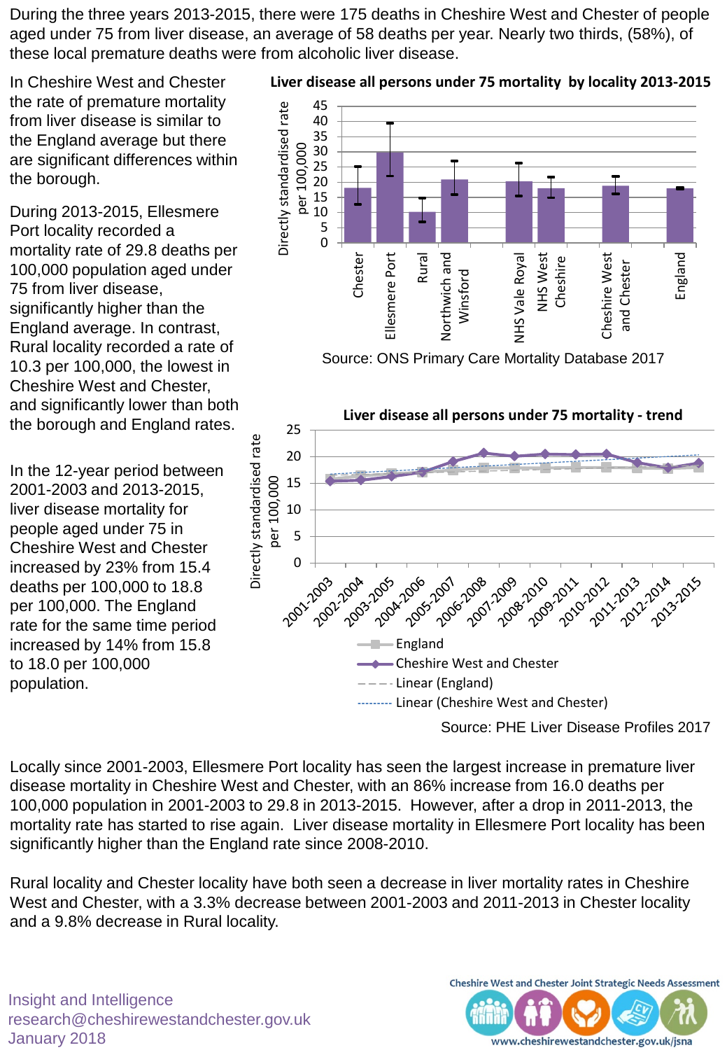During the three years 2013-2015, there were 175 deaths in Cheshire West and Chester of people aged under 75 from liver disease, an average of 58 deaths per year. Nearly two thirds, (58%), of these local premature deaths were from alcoholic liver disease.

In Cheshire West and Chester the rate of premature mortality from liver disease is similar to the England average but there are significant differences within the borough.

During 2013-2015, Ellesmere Port locality recorded a mortality rate of 29.8 deaths per 100,000 population aged under 75 from liver disease, significantly higher than the England average. In contrast, Rural locality recorded a rate of 10.3 per 100,000, the lowest in Cheshire West and Chester, and significantly lower than both the borough and England rates.

In the 12-year period between 2001-2003 and 2013-2015, liver disease mortality for people aged under 75 in Cheshire West and Chester increased by 23% from 15.4 deaths per 100,000 to 18.8 per 100,000. The England rate for the same time period increased by 14% from 15.8 to 18.0 per 100,000 population.

**Liver disease all persons under 75 mortality by locality 2013-2015**

Directly standardised rate per 100,000

0
5
10
15
20
25
30
35
40
45

Chester
Ellesmere Port
Rural
Northwich and Winsford
NHS Vale Royal
NHS West Cheshire
Cheshire West and Chester
England

Source: ONS Primary Care Mortality Database 2017

**Liver disease all persons under 75 mortality - trend**

Directly standardised rate per 100,000

0
5
10
15
20
25

2001-2003
2002-2004
2003-2005
2004-2006
2005-2007
2006-2008
2007-2009
2008-2010
2009-2011
2010-2012
2011-2013
2012-2014
2013-2015

England
Cheshire West and Chester
Linear (England)
Linear (Cheshire West and Chester)

Source: PHE Liver Disease Profiles 2017

Locally since 2001-2003, Ellesmere Port locality has seen the largest increase in premature liver disease mortality in Cheshire West and Chester, with an 86% increase from 16.0 deaths per 100,000 population in 2001-2003 to 29.8 in 2013-2015. However, after a drop in 2011-2013, the mortality rate has started to rise again. Liver disease mortality in Ellesmere Port locality has been significantly higher than the England rate since 2008-2010.

Rural locality and Chester locality have both seen a decrease in liver mortality rates in Cheshire West and Chester, with a 3.3% decrease between 2001-2003 and 2011-2013 in Chester locality and a 9.8% decrease in Rural locality.

Insight and Intelligence
research@cheshirewestandchester.gov.uk
January 2018

Cheshire West and Chester Joint Strategic Needs Assessment
www.cheshirewestandchester.gov.uk/jsna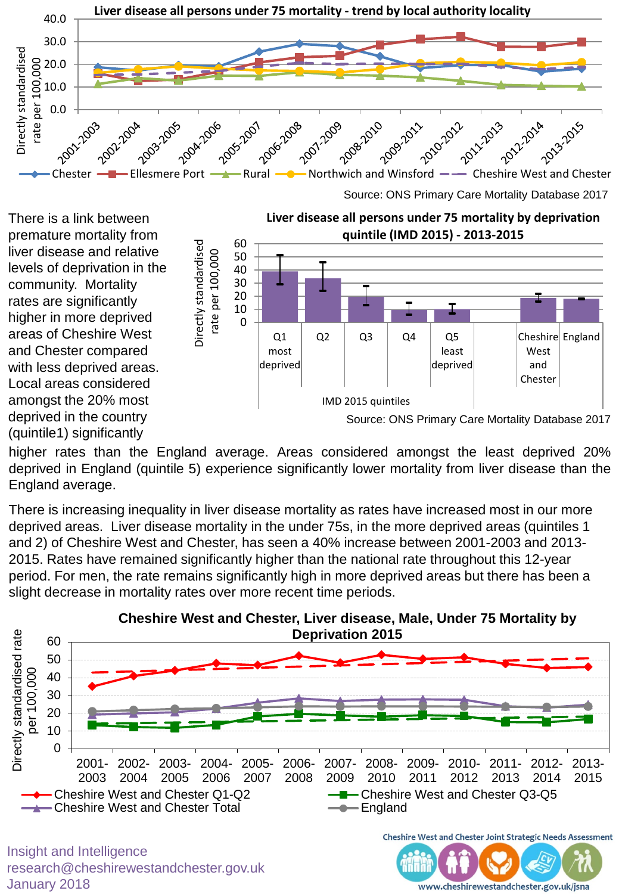**Liver disease all persons under 75 mortality - trend by local authority locality**

Directly standardised rate per 100,000

40.0
30.0
20.0
10.0
0.0

2001-2003, 2002-2004, 2003-2005, 2004-2006, 2005-2007, 2006-2008, 2007-2009, 2008-2010, 2009-2011, 2010-2012, 2011-2013, 2012-2014, 2013-2015

Chester — Ellesmere Port — Rural — Northwich and Winsford — Cheshire West and Chester

Source: ONS Primary Care Mortality Database 2017

There is a link between premature mortality from liver disease and relative levels of deprivation in the community. Mortality rates are significantly higher in more deprived areas of Cheshire West and Chester compared with less deprived areas. Local areas considered amongst the 20% most deprived in the country (quintile1) significantly higher rates than the England average. Areas considered amongst the least deprived 20% deprived in England (quintile 5) experience significantly lower mortality from liver disease than the England average.

**Liver disease all persons under 75 mortality by deprivation quintile (IMD 2015) - 2013-2015**

Directly standardised rate per 100,000

60
50
40
30
20
10
0

Q1 most deprived, Q2, Q3, Q4, Q5 least deprived, Cheshire West and Chester, England

IMD 2015 quintiles

Source: ONS Primary Care Mortality Database 2017

There is increasing inequality in liver disease mortality as rates have increased most in our more deprived areas. Liver disease mortality in the under 75s, in the more deprived areas (quintiles 1 and 2) of Cheshire West and Chester, has seen a 40% increase between 2001-2003 and 2013-2015. Rates have remained significantly higher than the national rate throughout this 12-year period. For men, the rate remains significantly high in more deprived areas but there has been a slight decrease in mortality rates over more recent time periods.

**Cheshire West and Chester, Liver disease, Male, Under 75 Mortality by Deprivation 2015**

Directly standardised rate per 100,000

60
50
40
30
20
10
0

2001-2003, 2002-2004, 2003-2005, 2004-2006, 2005-2007, 2006-2008, 2007-2009, 2008-2010, 2009-2011, 2010-2012, 2011-2013, 2012-2014, 2013-2015

Cheshire West and Chester Q1-Q2 — Cheshire West and Chester Q3-Q5 — Cheshire West and Chester Total — England

Insight and Intelligence
research@cheshirewestandchester.gov.uk
January 2018

Cheshire West and Chester Joint Strategic Needs Assessment
www.cheshirewestandchester.gov.uk/jsna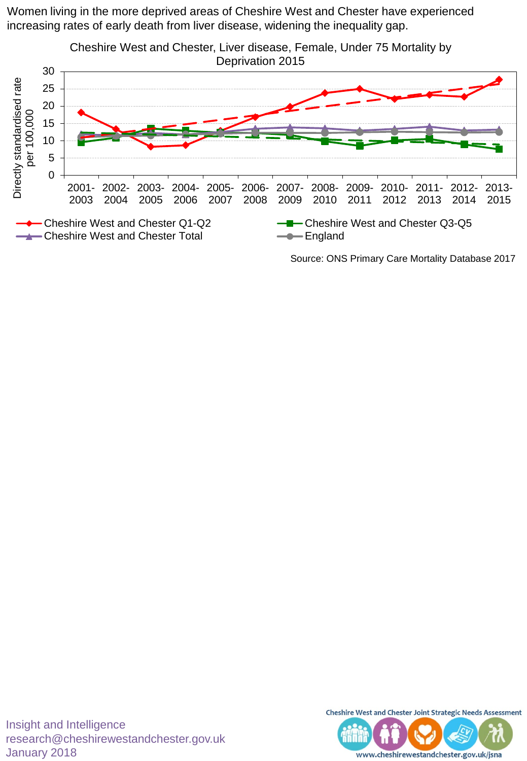Women living in the more deprived areas of Cheshire West and Chester have experienced increasing rates of early death from liver disease, widening the inequality gap.

Cheshire West and Chester, Liver disease, Female, Under 75 Mortality by Deprivation 2015

Directly standardised rate per 100,000

30
25
20
15
10
5
0

2001-2003
2002-2004
2003-2005
2004-2006
2005-2007
2006-2008
2007-2009
2008-2010
2009-2011
2010-2012
2011-2013
2012-2014
2013-2015

Cheshire West and Chester Q1-Q2
Cheshire West and Chester Q3-Q5
Cheshire West and Chester Total
England

Source: ONS Primary Care Mortality Database 2017

Insight and Intelligence
research@cheshirewestandchester.gov.uk
January 2018

Cheshire West and Chester Joint Strategic Needs Assessment
www.cheshirewestandchester.gov.uk/jsna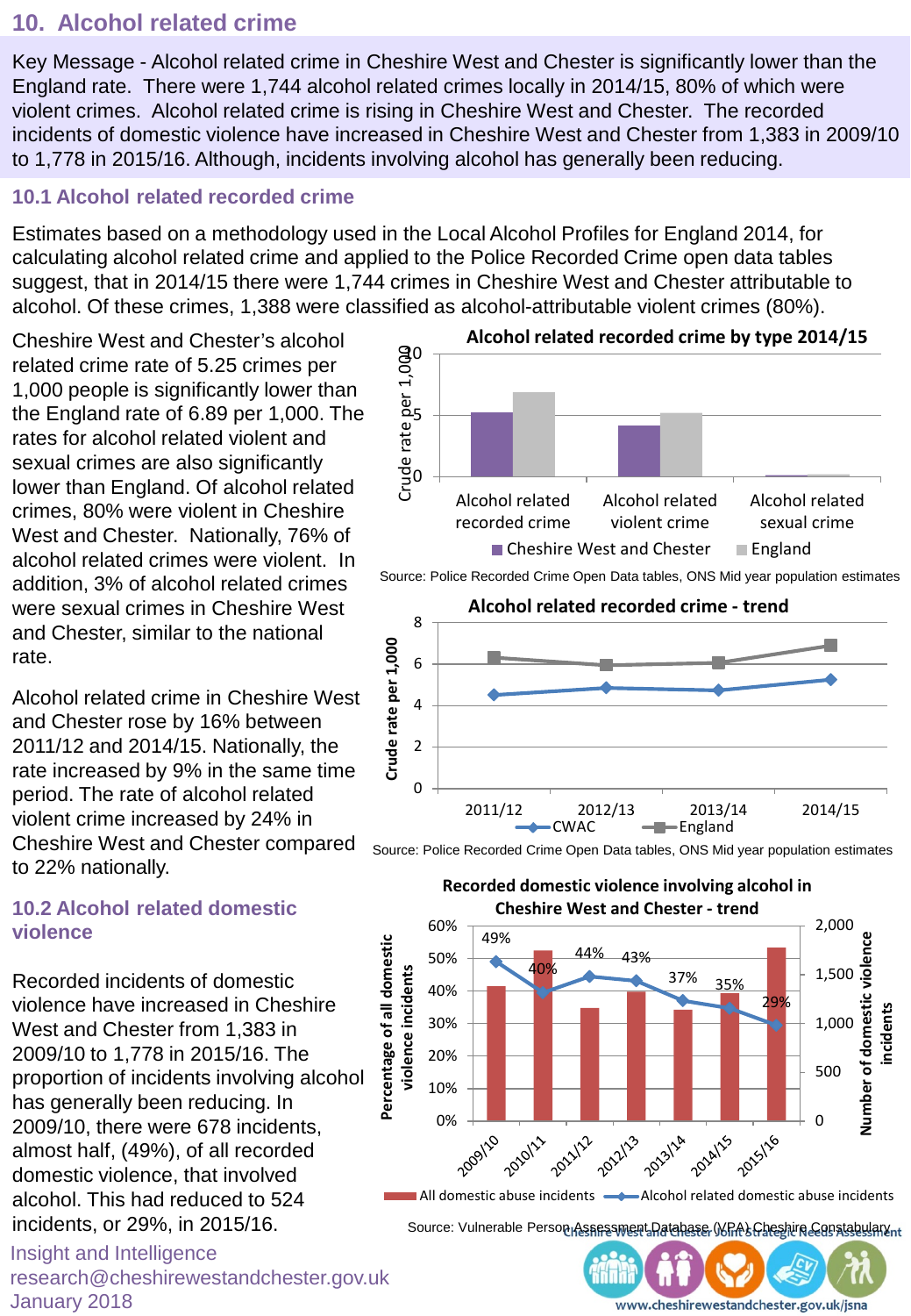## 10. Alcohol related crime

Key Message - Alcohol related crime in Cheshire West and Chester is significantly lower than the England rate. There were 1,744 alcohol related crimes locally in 2014/15, 80% of which were violent crimes. Alcohol related crime is rising in Cheshire West and Chester. The recorded incidents of domestic violence have increased in Cheshire West and Chester from 1,383 in 2009/10 to 1,778 in 2015/16. Although, incidents involving alcohol has generally been reducing.

### 10.1 Alcohol related recorded crime

Estimates based on a methodology used in the Local Alcohol Profiles for England 2014, for calculating alcohol related crime and applied to the Police Recorded Crime open data tables suggest, that in 2014/15 there were 1,744 crimes in Cheshire West and Chester attributable to alcohol. Of these crimes, 1,388 were classified as alcohol-attributable violent crimes (80%).

Cheshire West and Chester's alcohol related crime rate of 5.25 crimes per 1,000 people is significantly lower than the England rate of 6.89 per 1,000. The rates for alcohol related violent and sexual crimes are also significantly lower than England. Of alcohol related crimes, 80% were violent in Cheshire West and Chester. Nationally, 76% of alcohol related crimes were violent. In addition, 3% of alcohol related crimes were sexual crimes in Cheshire West and Chester, similar to the national rate.

Alcohol related crime in Cheshire West and Chester rose by 16% between 2011/12 and 2014/15. Nationally, the rate increased by 9% in the same time period. The rate of alcohol related violent crime increased by 24% in Cheshire West and Chester compared to 22% nationally.

**Alcohol related recorded crime by type 2014/15**

Crude rate per 1,000

0
5
10

Alcohol related recorded crime
Alcohol related violent crime
Alcohol related sexual crime

Cheshire West and Chester | England

Source: Police Recorded Crime Open Data tables, ONS Mid year population estimates

**Alcohol related recorded crime - trend**

Crude rate per 1,000

0
2
4
6
8

2011/12
2012/13
2013/14
2014/15

CWAC | England

Source: Police Recorded Crime Open Data tables, ONS Mid year population estimates

### 10.2 Alcohol related domestic violence

Recorded incidents of domestic violence have increased in Cheshire West and Chester from 1,383 in 2009/10 to 1,778 in 2015/16. The proportion of incidents involving alcohol has generally been reducing. In 2009/10, there were 678 incidents, almost half, (49%), of all recorded domestic violence, that involved alcohol. This had reduced to 524 incidents, or 29%, in 2015/16.

**Recorded domestic violence involving alcohol in Cheshire West and Chester - trend**

Percentage of all domestic violence incidents

0%
10%
20%
30%
40%
50%
60%

Number of domestic violence incidents

0
500
1,000
1,500
2,000

49%
40%
44%
43%
37%
35%
29%

2009/10
2010/11
2011/12
2012/13
2013/14
2014/15
2015/16

All domestic abuse incidents | Alcohol related domestic abuse incidents

Source: Vulnerable Person Assessment Database (VPA) Cheshire Constabulary

Insight and Intelligence
research@cheshirewestandchester.gov.uk
January 2018

Cheshire West and Chester Joint Strategic Needs Assessment
www.cheshirewestandchester.gov.uk/jsna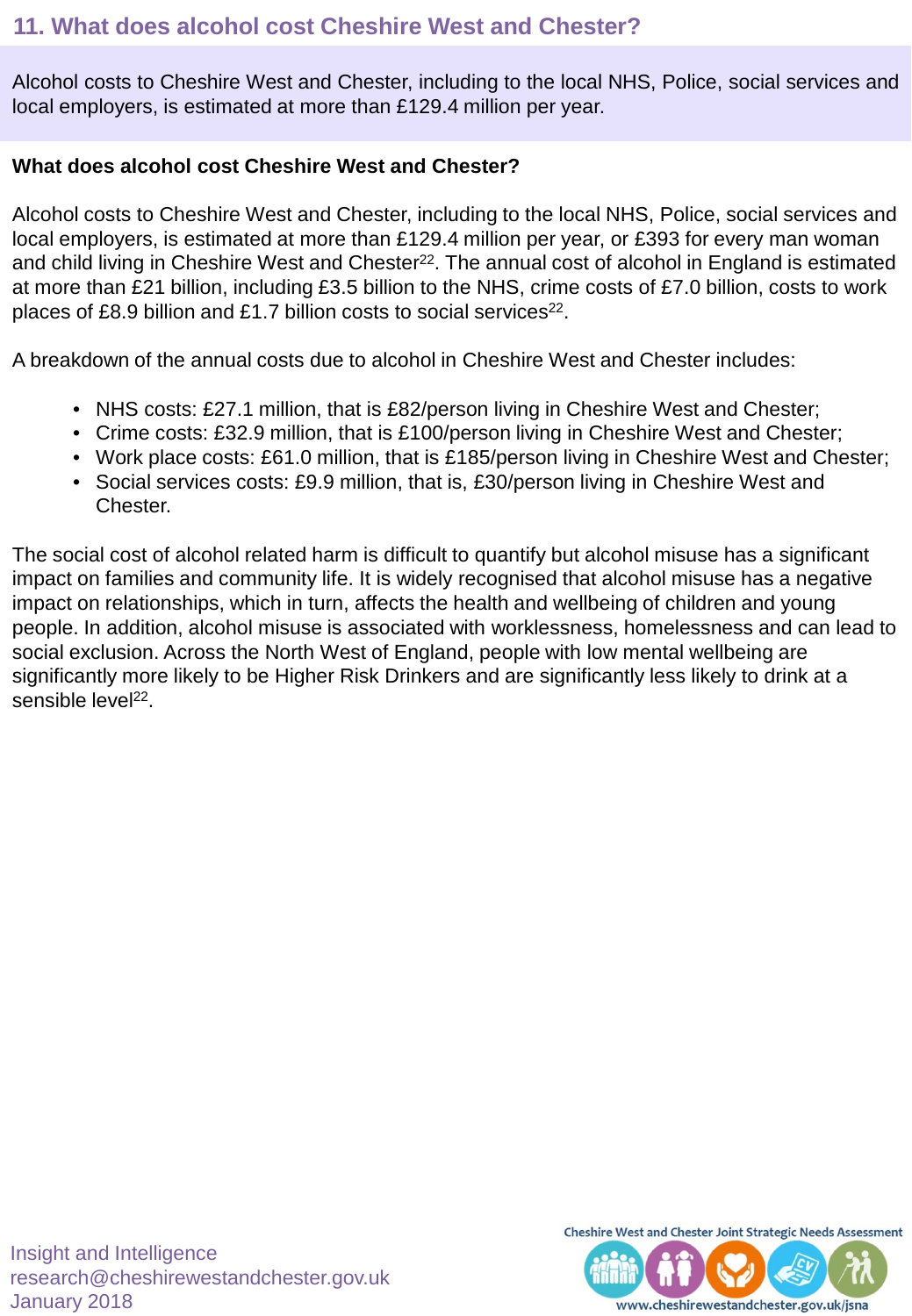## 11. What does alcohol cost Cheshire West and Chester?

Alcohol costs to Cheshire West and Chester, including to the local NHS, Police, social services and local employers, is estimated at more than £129.4 million per year.

**What does alcohol cost Cheshire West and Chester?**

Alcohol costs to Cheshire West and Chester, including to the local NHS, Police, social services and local employers, is estimated at more than £129.4 million per year, or £393 for every man woman and child living in Cheshire West and Chester[22]. The annual cost of alcohol in England is estimated at more than £21 billion, including £3.5 billion to the NHS, crime costs of £7.0 billion, costs to work places of £8.9 billion and £1.7 billion costs to social services[22].

A breakdown of the annual costs due to alcohol in Cheshire West and Chester includes:

- NHS costs: £27.1 million, that is £82/person living in Cheshire West and Chester;
- Crime costs: £32.9 million, that is £100/person living in Cheshire West and Chester;
- Work place costs: £61.0 million, that is £185/person living in Cheshire West and Chester;
- Social services costs: £9.9 million, that is, £30/person living in Cheshire West and Chester.

The social cost of alcohol related harm is difficult to quantify but alcohol misuse has a significant impact on families and community life. It is widely recognised that alcohol misuse has a negative impact on relationships, which in turn, affects the health and wellbeing of children and young people. In addition, alcohol misuse is associated with worklessness, homelessness and can lead to social exclusion. Across the North West of England, people with low mental wellbeing are significantly more likely to be Higher Risk Drinkers and are significantly less likely to drink at a sensible level[22].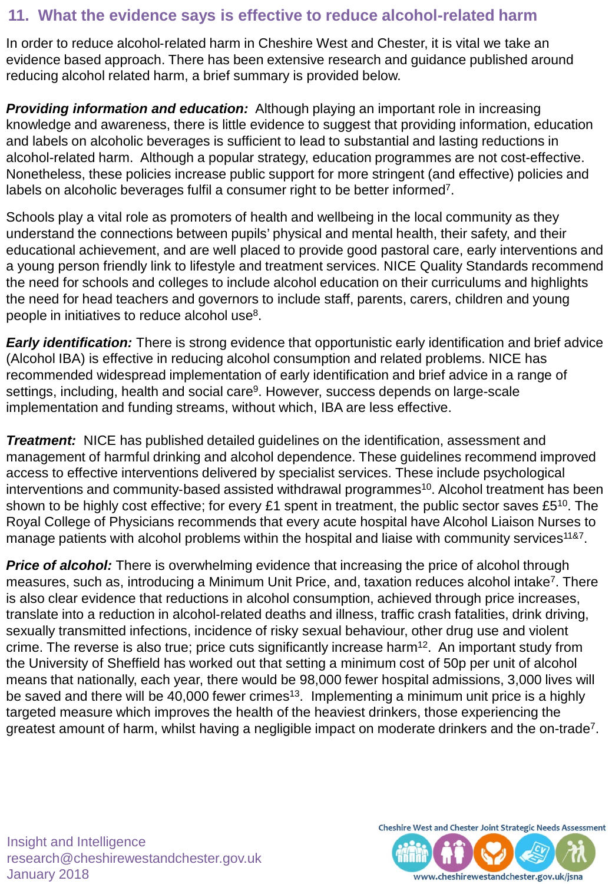## 11. What the evidence says is effective to reduce alcohol-related harm

In order to reduce alcohol-related harm in Cheshire West and Chester, it is vital we take an evidence based approach. There has been extensive research and guidance published around reducing alcohol related harm, a brief summary is provided below.

***Providing information and education:*** Although playing an important role in increasing knowledge and awareness, there is little evidence to suggest that providing information, education and labels on alcoholic beverages is sufficient to lead to substantial and lasting reductions in alcohol-related harm. Although a popular strategy, education programmes are not cost-effective. Nonetheless, these policies increase public support for more stringent (and effective) policies and labels on alcoholic beverages fulfil a consumer right to be better informed[7].

Schools play a vital role as promoters of health and wellbeing in the local community as they understand the connections between pupils' physical and mental health, their safety, and their educational achievement, and are well placed to provide good pastoral care, early interventions and a young person friendly link to lifestyle and treatment services. NICE Quality Standards recommend the need for schools and colleges to include alcohol education on their curriculums and highlights the need for head teachers and governors to include staff, parents, carers, children and young people in initiatives to reduce alcohol use[8].

***Early identification:*** There is strong evidence that opportunistic early identification and brief advice (Alcohol IBA) is effective in reducing alcohol consumption and related problems. NICE has recommended widespread implementation of early identification and brief advice in a range of settings, including, health and social care[9]. However, success depends on large-scale implementation and funding streams, without which, IBA are less effective.

***Treatment:*** NICE has published detailed guidelines on the identification, assessment and management of harmful drinking and alcohol dependence. These guidelines recommend improved access to effective interventions delivered by specialist services. These include psychological interventions and community-based assisted withdrawal programmes[10]. Alcohol treatment has been shown to be highly cost effective; for every £1 spent in treatment, the public sector saves £5[10]. The Royal College of Physicians recommends that every acute hospital have Alcohol Liaison Nurses to manage patients with alcohol problems within the hospital and liaise with community services[11&7].

***Price of alcohol:*** There is overwhelming evidence that increasing the price of alcohol through measures, such as, introducing a Minimum Unit Price, and, taxation reduces alcohol intake[7]. There is also clear evidence that reductions in alcohol consumption, achieved through price increases, translate into a reduction in alcohol-related deaths and illness, traffic crash fatalities, drink driving, sexually transmitted infections, incidence of risky sexual behaviour, other drug use and violent crime. The reverse is also true; price cuts significantly increase harm[12]. An important study from the University of Sheffield has worked out that setting a minimum cost of 50p per unit of alcohol means that nationally, each year, there would be 98,000 fewer hospital admissions, 3,000 lives will be saved and there will be 40,000 fewer crimes[13]. Implementing a minimum unit price is a highly targeted measure which improves the health of the heaviest drinkers, those experiencing the greatest amount of harm, whilst having a negligible impact on moderate drinkers and the on-trade[7].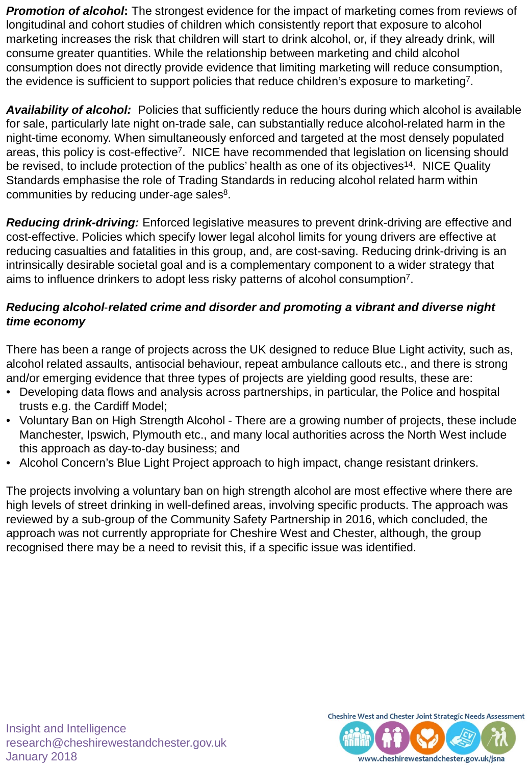***Promotion of alcohol*****:** The strongest evidence for the impact of marketing comes from reviews of longitudinal and cohort studies of children which consistently report that exposure to alcohol marketing increases the risk that children will start to drink alcohol, or, if they already drink, will consume greater quantities. While the relationship between marketing and child alcohol consumption does not directly provide evidence that limiting marketing will reduce consumption, the evidence is sufficient to support policies that reduce children's exposure to marketing[7].

***Availability of alcohol:*** Policies that sufficiently reduce the hours during which alcohol is available for sale, particularly late night on-trade sale, can substantially reduce alcohol-related harm in the night-time economy. When simultaneously enforced and targeted at the most densely populated areas, this policy is cost-effective[7]. NICE have recommended that legislation on licensing should be revised, to include protection of the publics' health as one of its objectives[14]. NICE Quality Standards emphasise the role of Trading Standards in reducing alcohol related harm within communities by reducing under-age sales[8].

***Reducing drink-driving:*** Enforced legislative measures to prevent drink-driving are effective and cost-effective. Policies which specify lower legal alcohol limits for young drivers are effective at reducing casualties and fatalities in this group, and, are cost-saving. Reducing drink-driving is an intrinsically desirable societal goal and is a complementary component to a wider strategy that aims to influence drinkers to adopt less risky patterns of alcohol consumption[7].

***Reducing alcohol-related crime and disorder and promoting a vibrant and diverse night time economy***

There has been a range of projects across the UK designed to reduce Blue Light activity, such as, alcohol related assaults, antisocial behaviour, repeat ambulance callouts etc., and there is strong and/or emerging evidence that three types of projects are yielding good results, these are:

- Developing data flows and analysis across partnerships, in particular, the Police and hospital trusts e.g. the Cardiff Model;
- Voluntary Ban on High Strength Alcohol - There are a growing number of projects, these include Manchester, Ipswich, Plymouth etc., and many local authorities across the North West include this approach as day-to-day business; and
- Alcohol Concern's Blue Light Project approach to high impact, change resistant drinkers.

The projects involving a voluntary ban on high strength alcohol are most effective where there are high levels of street drinking in well-defined areas, involving specific products. The approach was reviewed by a sub-group of the Community Safety Partnership in 2016, which concluded, the approach was not currently appropriate for Cheshire West and Chester, although, the group recognised there may be a need to revisit this, if a specific issue was identified.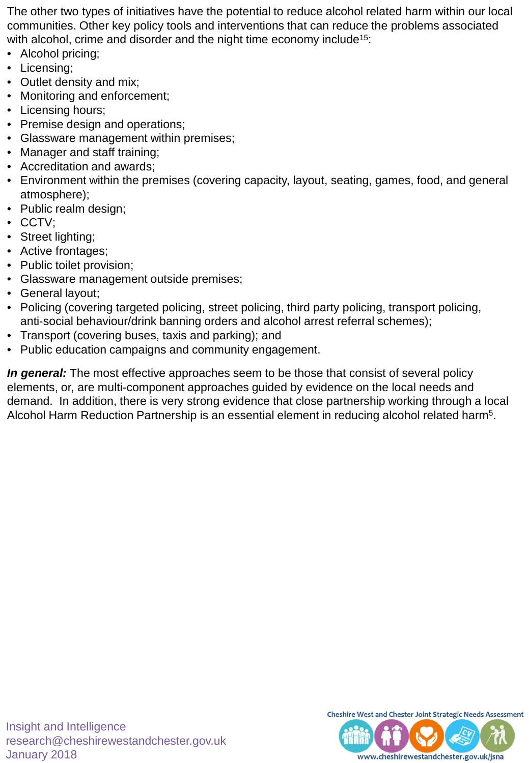The other two types of initiatives have the potential to reduce alcohol related harm within our local communities. Other key policy tools and interventions that can reduce the problems associated with alcohol, crime and disorder and the night time economy include[15]:

- Alcohol pricing;
- Licensing;
- Outlet density and mix;
- Monitoring and enforcement;
- Licensing hours;
- Premise design and operations;
- Glassware management within premises;
- Manager and staff training;
- Accreditation and awards;
- Environment within the premises (covering capacity, layout, seating, games, food, and general atmosphere);
- Public realm design;
- CCTV;
- Street lighting;
- Active frontages;
- Public toilet provision;
- Glassware management outside premises;
- General layout;
- Policing (covering targeted policing, street policing, third party policing, transport policing, anti-social behaviour/drink banning orders and alcohol arrest referral schemes);
- Transport (covering buses, taxis and parking); and
- Public education campaigns and community engagement.

***In general:*** The most effective approaches seem to be those that consist of several policy elements, or, are multi-component approaches guided by evidence on the local needs and demand. In addition, there is very strong evidence that close partnership working through a local Alcohol Harm Reduction Partnership is an essential element in reducing alcohol related harm[5].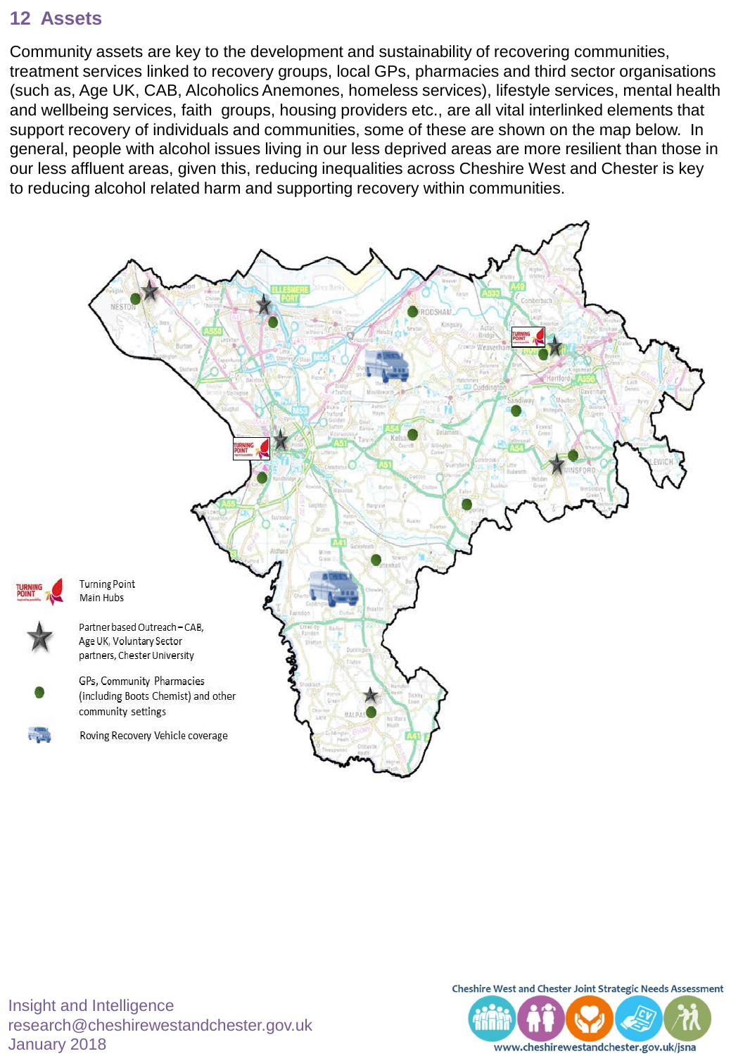## 12 Assets

Community assets are key to the development and sustainability of recovering communities, treatment services linked to recovery groups, local GPs, pharmacies and third sector organisations (such as, Age UK, CAB, Alcoholics Anemones, homeless services), lifestyle services, mental health and wellbeing services, faith groups, housing providers etc., are all vital interlinked elements that support recovery of individuals and communities, some of these are shown on the map below. In general, people with alcohol issues living in our less deprived areas are more resilient than those in our less affluent areas, given this, reducing inequalities across Cheshire West and Chester is key to reducing alcohol related harm and supporting recovery within communities.

Turning Point Main Hubs

Partner based Outreach – CAB, Age UK, Voluntary Sector partners, Chester University

GPs, Community Pharmacies (including Boots Chemist) and other community settings

Roving Recovery Vehicle coverage

Insight and Intelligence
research@cheshirewestandchester.gov.uk
January 2018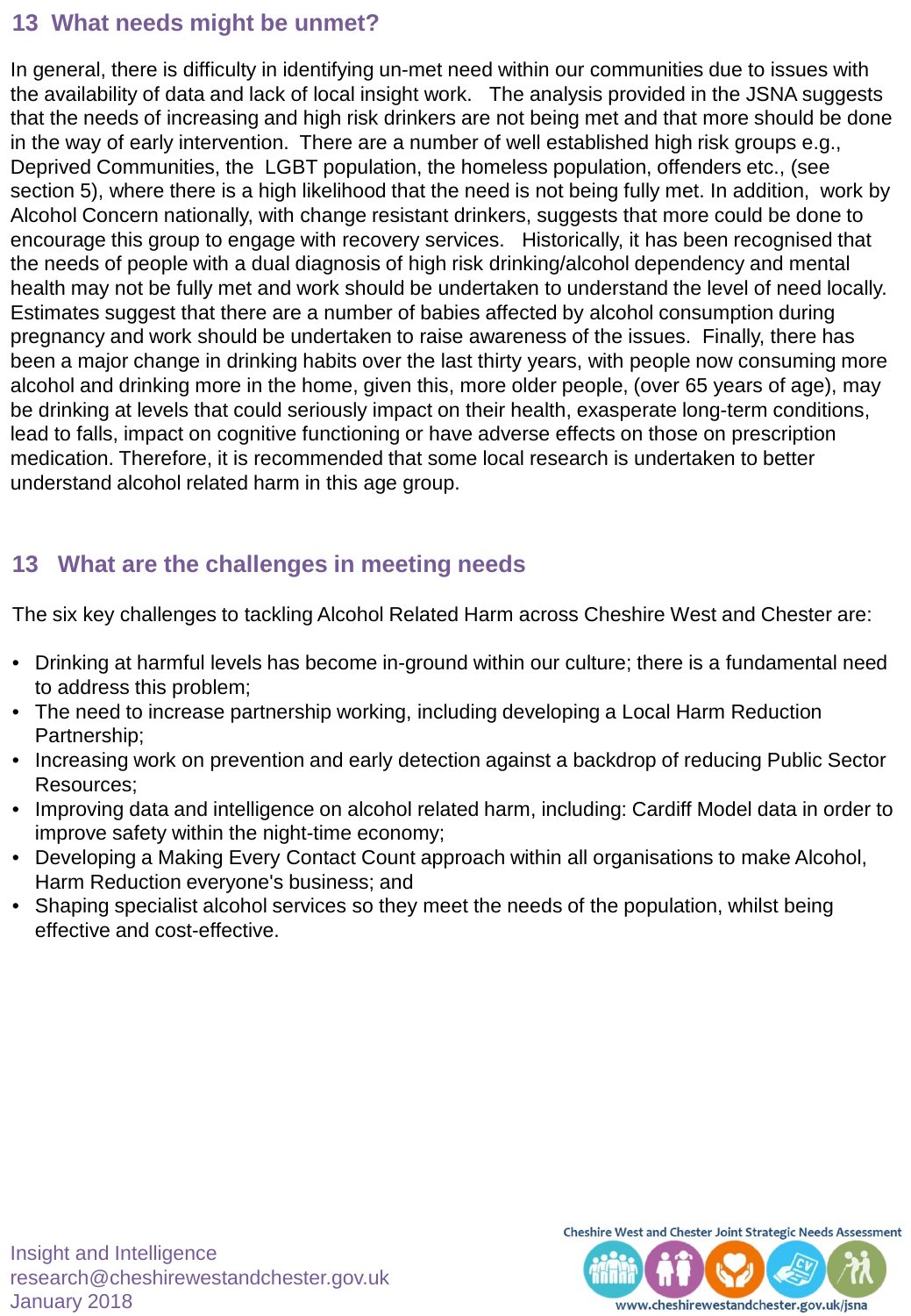## 13 What needs might be unmet?

In general, there is difficulty in identifying un-met need within our communities due to issues with the availability of data and lack of local insight work. The analysis provided in the JSNA suggests that the needs of increasing and high risk drinkers are not being met and that more should be done in the way of early intervention. There are a number of well established high risk groups e.g., Deprived Communities, the LGBT population, the homeless population, offenders etc., (see section 5), where there is a high likelihood that the need is not being fully met. In addition, work by Alcohol Concern nationally, with change resistant drinkers, suggests that more could be done to encourage this group to engage with recovery services. Historically, it has been recognised that the needs of people with a dual diagnosis of high risk drinking/alcohol dependency and mental health may not be fully met and work should be undertaken to understand the level of need locally. Estimates suggest that there are a number of babies affected by alcohol consumption during pregnancy and work should be undertaken to raise awareness of the issues. Finally, there has been a major change in drinking habits over the last thirty years, with people now consuming more alcohol and drinking more in the home, given this, more older people, (over 65 years of age), may be drinking at levels that could seriously impact on their health, exasperate long-term conditions, lead to falls, impact on cognitive functioning or have adverse effects on those on prescription medication. Therefore, it is recommended that some local research is undertaken to better understand alcohol related harm in this age group.

## 13 What are the challenges in meeting needs

The six key challenges to tackling Alcohol Related Harm across Cheshire West and Chester are:

- Drinking at harmful levels has become in-ground within our culture; there is a fundamental need to address this problem;
- The need to increase partnership working, including developing a Local Harm Reduction Partnership;
- Increasing work on prevention and early detection against a backdrop of reducing Public Sector Resources;
- Improving data and intelligence on alcohol related harm, including: Cardiff Model data in order to improve safety within the night-time economy;
- Developing a Making Every Contact Count approach within all organisations to make Alcohol, Harm Reduction everyone's business; and
- Shaping specialist alcohol services so they meet the needs of the population, whilst being effective and cost-effective.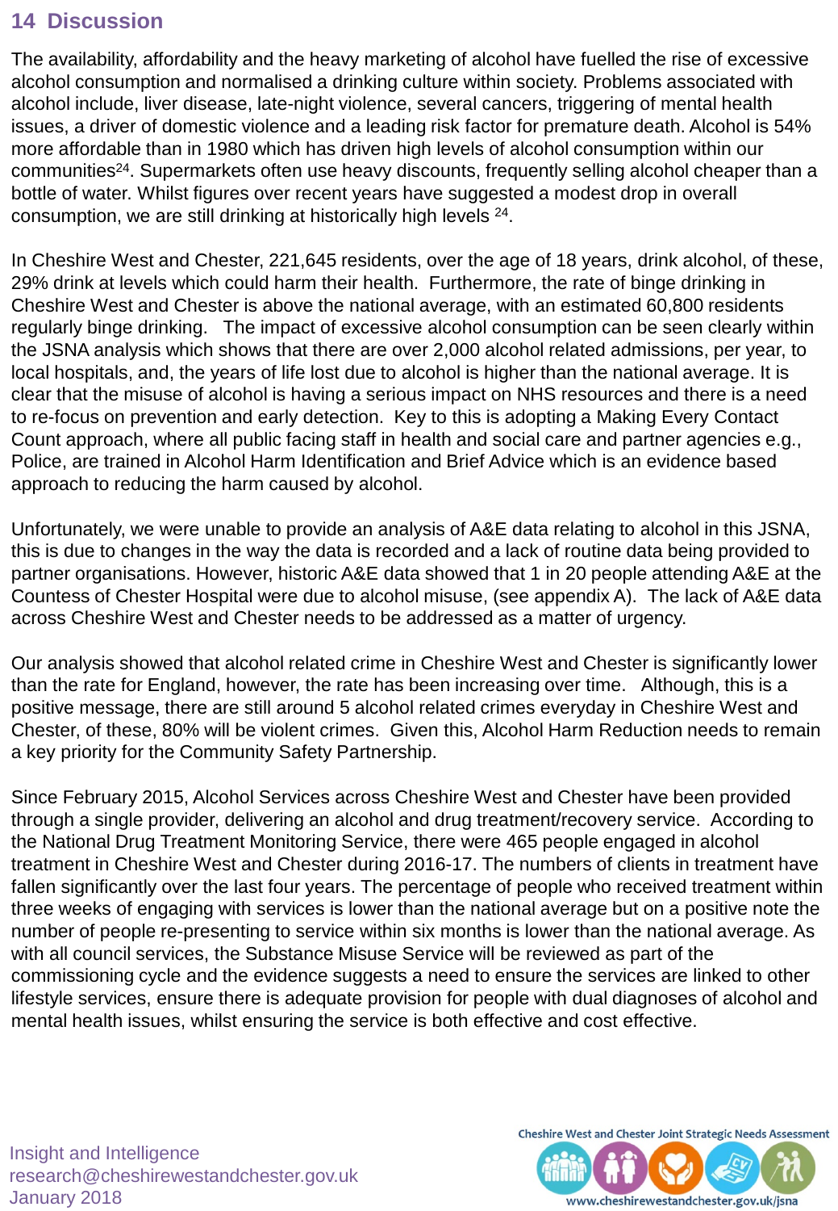## 14 Discussion

The availability, affordability and the heavy marketing of alcohol have fuelled the rise of excessive alcohol consumption and normalised a drinking culture within society. Problems associated with alcohol include, liver disease, late-night violence, several cancers, triggering of mental health issues, a driver of domestic violence and a leading risk factor for premature death. Alcohol is 54% more affordable than in 1980 which has driven high levels of alcohol consumption within our communities[24]. Supermarkets often use heavy discounts, frequently selling alcohol cheaper than a bottle of water. Whilst figures over recent years have suggested a modest drop in overall consumption, we are still drinking at historically high levels [24].

In Cheshire West and Chester, 221,645 residents, over the age of 18 years, drink alcohol, of these, 29% drink at levels which could harm their health. Furthermore, the rate of binge drinking in Cheshire West and Chester is above the national average, with an estimated 60,800 residents regularly binge drinking. The impact of excessive alcohol consumption can be seen clearly within the JSNA analysis which shows that there are over 2,000 alcohol related admissions, per year, to local hospitals, and, the years of life lost due to alcohol is higher than the national average. It is clear that the misuse of alcohol is having a serious impact on NHS resources and there is a need to re-focus on prevention and early detection. Key to this is adopting a Making Every Contact Count approach, where all public facing staff in health and social care and partner agencies e.g., Police, are trained in Alcohol Harm Identification and Brief Advice which is an evidence based approach to reducing the harm caused by alcohol.

Unfortunately, we were unable to provide an analysis of A&E data relating to alcohol in this JSNA, this is due to changes in the way the data is recorded and a lack of routine data being provided to partner organisations. However, historic A&E data showed that 1 in 20 people attending A&E at the Countess of Chester Hospital were due to alcohol misuse, (see appendix A). The lack of A&E data across Cheshire West and Chester needs to be addressed as a matter of urgency.

Our analysis showed that alcohol related crime in Cheshire West and Chester is significantly lower than the rate for England, however, the rate has been increasing over time. Although, this is a positive message, there are still around 5 alcohol related crimes everyday in Cheshire West and Chester, of these, 80% will be violent crimes. Given this, Alcohol Harm Reduction needs to remain a key priority for the Community Safety Partnership.

Since February 2015, Alcohol Services across Cheshire West and Chester have been provided through a single provider, delivering an alcohol and drug treatment/recovery service. According to the National Drug Treatment Monitoring Service, there were 465 people engaged in alcohol treatment in Cheshire West and Chester during 2016-17. The numbers of clients in treatment have fallen significantly over the last four years. The percentage of people who received treatment within three weeks of engaging with services is lower than the national average but on a positive note the number of people re-presenting to service within six months is lower than the national average. As with all council services, the Substance Misuse Service will be reviewed as part of the commissioning cycle and the evidence suggests a need to ensure the services are linked to other lifestyle services, ensure there is adequate provision for people with dual diagnoses of alcohol and mental health issues, whilst ensuring the service is both effective and cost effective.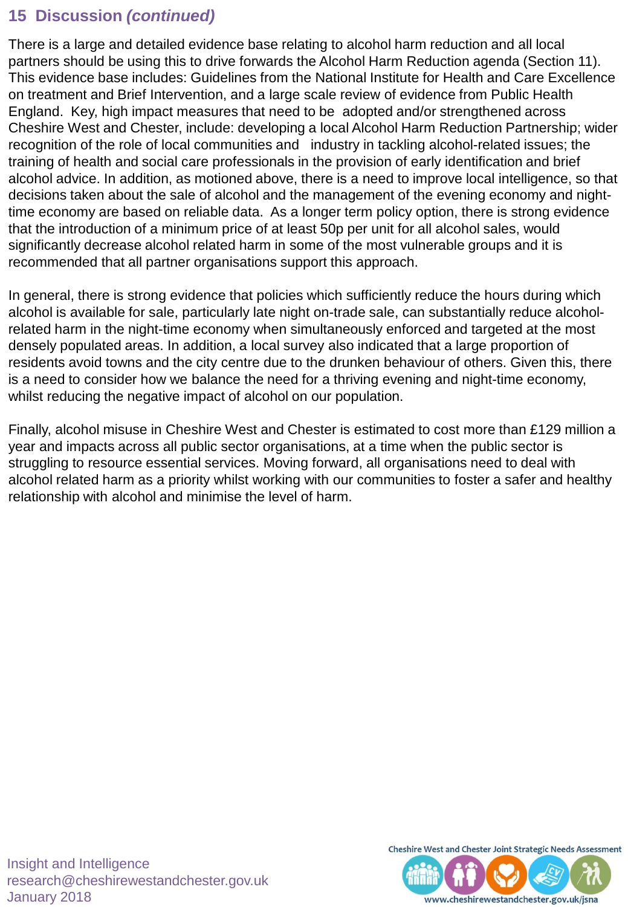## 15 Discussion *(continued)*

There is a large and detailed evidence base relating to alcohol harm reduction and all local partners should be using this to drive forwards the Alcohol Harm Reduction agenda (Section 11). This evidence base includes: Guidelines from the National Institute for Health and Care Excellence on treatment and Brief Intervention, and a large scale review of evidence from Public Health England. Key, high impact measures that need to be adopted and/or strengthened across Cheshire West and Chester, include: developing a local Alcohol Harm Reduction Partnership; wider recognition of the role of local communities and industry in tackling alcohol-related issues; the training of health and social care professionals in the provision of early identification and brief alcohol advice. In addition, as motioned above, there is a need to improve local intelligence, so that decisions taken about the sale of alcohol and the management of the evening economy and night-time economy are based on reliable data. As a longer term policy option, there is strong evidence that the introduction of a minimum price of at least 50p per unit for all alcohol sales, would significantly decrease alcohol related harm in some of the most vulnerable groups and it is recommended that all partner organisations support this approach.

In general, there is strong evidence that policies which sufficiently reduce the hours during which alcohol is available for sale, particularly late night on-trade sale, can substantially reduce alcohol-related harm in the night-time economy when simultaneously enforced and targeted at the most densely populated areas. In addition, a local survey also indicated that a large proportion of residents avoid towns and the city centre due to the drunken behaviour of others. Given this, there is a need to consider how we balance the need for a thriving evening and night-time economy, whilst reducing the negative impact of alcohol on our population.

Finally, alcohol misuse in Cheshire West and Chester is estimated to cost more than £129 million a year and impacts across all public sector organisations, at a time when the public sector is struggling to resource essential services. Moving forward, all organisations need to deal with alcohol related harm as a priority whilst working with our communities to foster a safer and healthy relationship with alcohol and minimise the level of harm.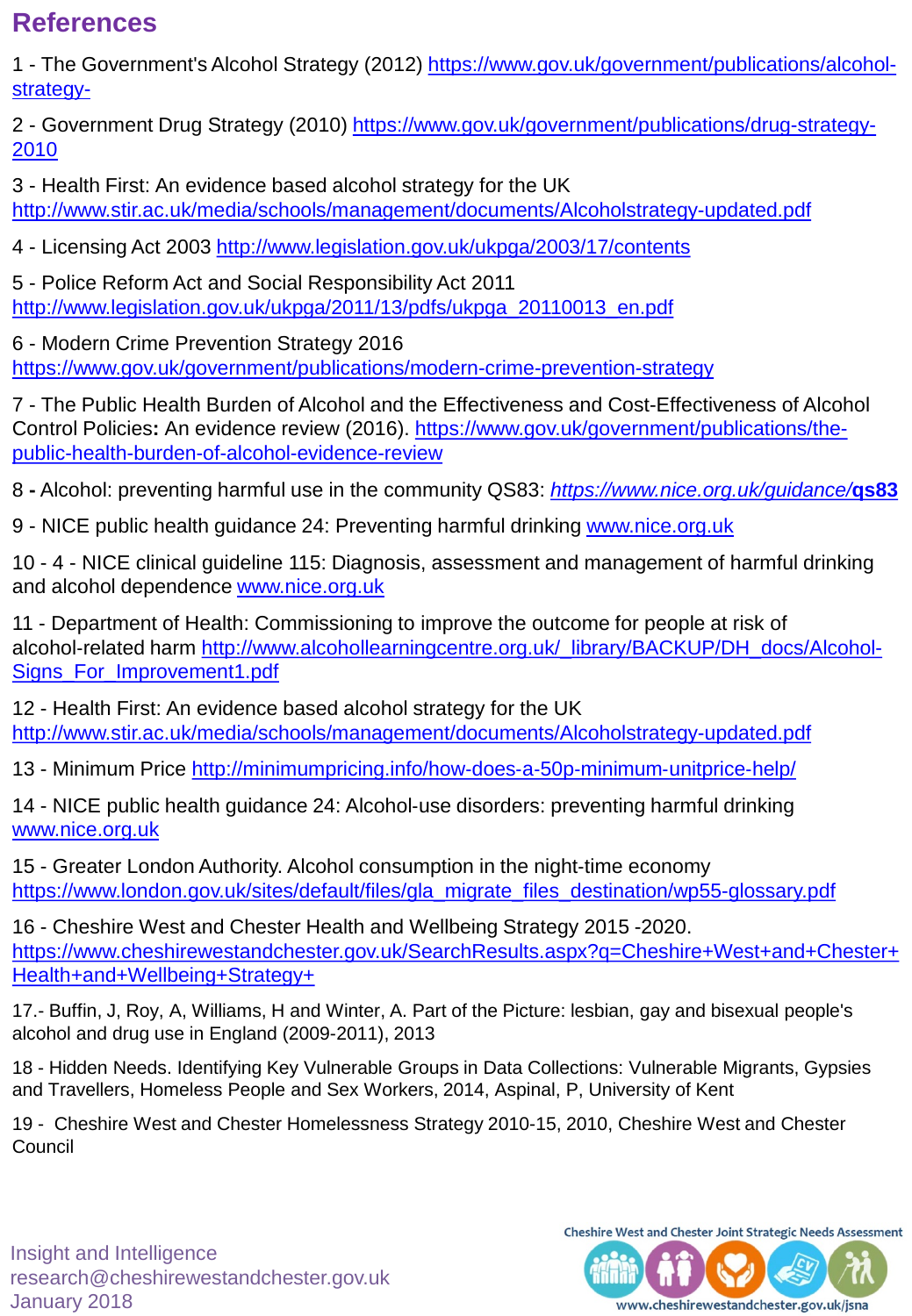## References

1 - The Government's Alcohol Strategy (2012) https://www.gov.uk/government/publications/alcohol-strategy-

2 - Government Drug Strategy (2010) https://www.gov.uk/government/publications/drug-strategy-2010

3 - Health First: An evidence based alcohol strategy for the UK http://www.stir.ac.uk/media/schools/management/documents/Alcoholstrategy-updated.pdf

4 - Licensing Act 2003 http://www.legislation.gov.uk/ukpga/2003/17/contents

5 - Police Reform Act and Social Responsibility Act 2011 http://www.legislation.gov.uk/ukpga/2011/13/pdfs/ukpga_20110013_en.pdf

6 - Modern Crime Prevention Strategy 2016 https://www.gov.uk/government/publications/modern-crime-prevention-strategy

7 - The Public Health Burden of Alcohol and the Effectiveness and Cost-Effectiveness of Alcohol Control Policies**:** An evidence review (2016). https://www.gov.uk/government/publications/the-public-health-burden-of-alcohol-evidence-review

8 **-** Alcohol: preventing harmful use in the community QS83: *https://www.nice.org.uk/guidance/***qs83**

9 - NICE public health guidance 24: Preventing harmful drinking www.nice.org.uk

10 - 4 - NICE clinical guideline 115: Diagnosis, assessment and management of harmful drinking and alcohol dependence www.nice.org.uk

11 - Department of Health: Commissioning to improve the outcome for people at risk of alcohol-related harm http://www.alcohollearningcentre.org.uk/_library/BACKUP/DH_docs/Alcohol-Signs_For_Improvement1.pdf

12 - Health First: An evidence based alcohol strategy for the UK http://www.stir.ac.uk/media/schools/management/documents/Alcoholstrategy-updated.pdf

13 - Minimum Price http://minimumpricing.info/how-does-a-50p-minimum-unitprice-help/

14 - NICE public health guidance 24: Alcohol-use disorders: preventing harmful drinking www.nice.org.uk

15 - Greater London Authority. Alcohol consumption in the night-time economy https://www.london.gov.uk/sites/default/files/gla_migrate_files_destination/wp55-glossary.pdf

16 - Cheshire West and Chester Health and Wellbeing Strategy 2015 -2020. https://www.cheshirewestandchester.gov.uk/SearchResults.aspx?q=Cheshire+West+and+Chester+Health+and+Wellbeing+Strategy+

17.- Buffin, J, Roy, A, Williams, H and Winter, A. Part of the Picture: lesbian, gay and bisexual people's alcohol and drug use in England (2009-2011), 2013

18 - Hidden Needs. Identifying Key Vulnerable Groups in Data Collections: Vulnerable Migrants, Gypsies and Travellers, Homeless People and Sex Workers, 2014, Aspinal, P, University of Kent

19 - Cheshire West and Chester Homelessness Strategy 2010-15, 2010, Cheshire West and Chester Council

Insight and Intelligence
research@cheshirewestandchester.gov.uk
January 2018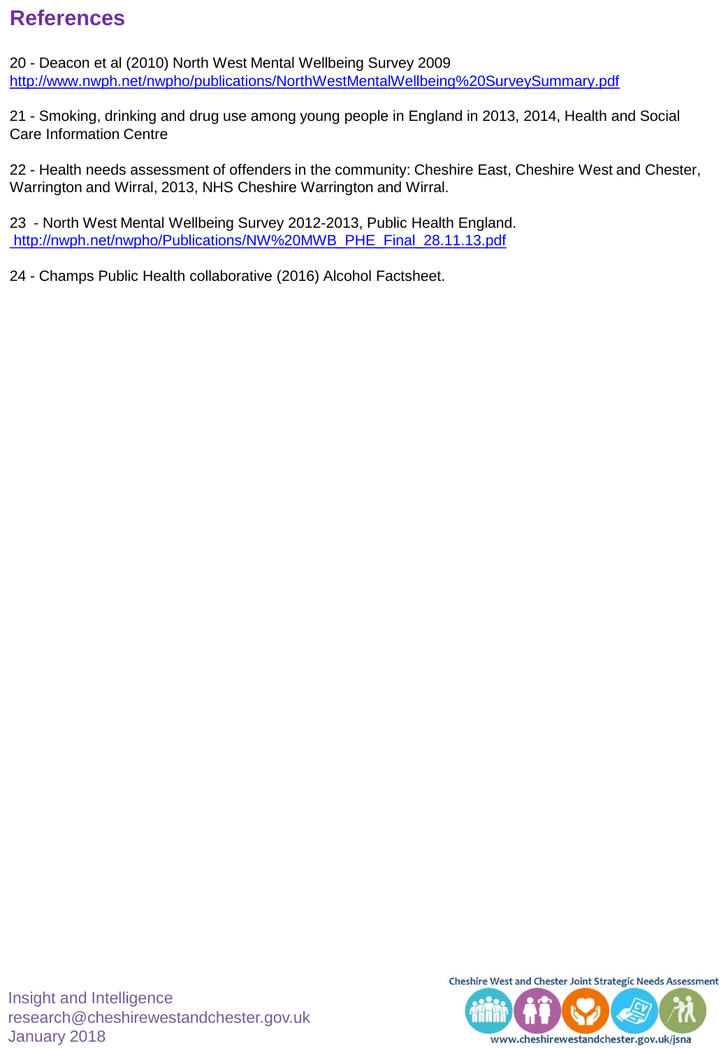# References

20 - Deacon et al (2010) North West Mental Wellbeing Survey 2009
http://www.nwph.net/nwpho/publications/NorthWestMentalWellbeing%20SurveySummary.pdf

21 - Smoking, drinking and drug use among young people in England in 2013, 2014, Health and Social Care Information Centre

22 - Health needs assessment of offenders in the community: Cheshire East, Cheshire West and Chester, Warrington and Wirral, 2013, NHS Cheshire Warrington and Wirral.

23 - North West Mental Wellbeing Survey 2012-2013, Public Health England.
http://nwph.net/nwpho/Publications/NW%20MWB_PHE_Final_28.11.13.pdf

24 - Champs Public Health collaborative (2016) Alcohol Factsheet.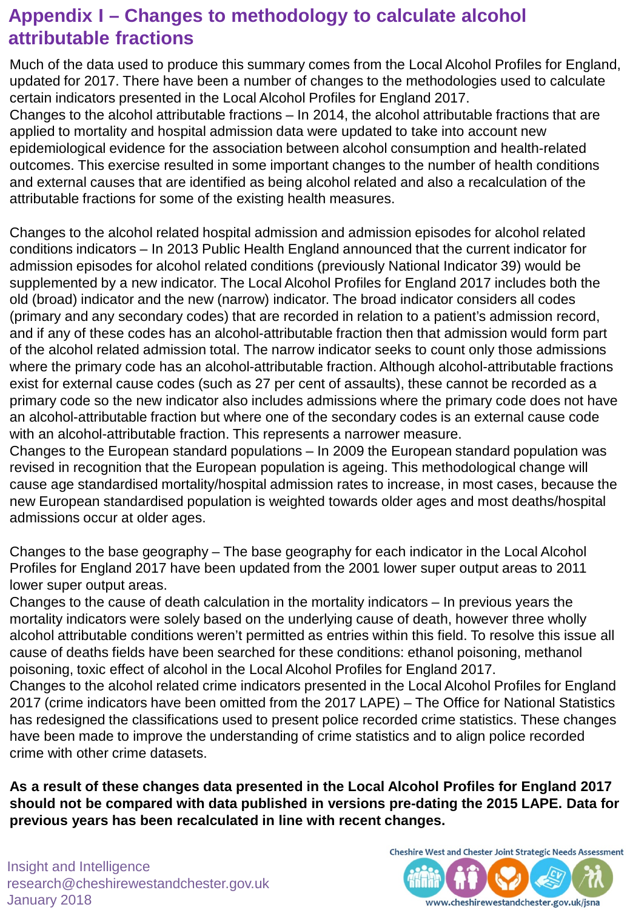# Appendix I – Changes to methodology to calculate alcohol attributable fractions

Much of the data used to produce this summary comes from the Local Alcohol Profiles for England, updated for 2017. There have been a number of changes to the methodologies used to calculate certain indicators presented in the Local Alcohol Profiles for England 2017.

Changes to the alcohol attributable fractions – In 2014, the alcohol attributable fractions that are applied to mortality and hospital admission data were updated to take into account new epidemiological evidence for the association between alcohol consumption and health-related outcomes. This exercise resulted in some important changes to the number of health conditions and external causes that are identified as being alcohol related and also a recalculation of the attributable fractions for some of the existing health measures.

Changes to the alcohol related hospital admission and admission episodes for alcohol related conditions indicators – In 2013 Public Health England announced that the current indicator for admission episodes for alcohol related conditions (previously National Indicator 39) would be supplemented by a new indicator. The Local Alcohol Profiles for England 2017 includes both the old (broad) indicator and the new (narrow) indicator. The broad indicator considers all codes (primary and any secondary codes) that are recorded in relation to a patient's admission record, and if any of these codes has an alcohol-attributable fraction then that admission would form part of the alcohol related admission total. The narrow indicator seeks to count only those admissions where the primary code has an alcohol-attributable fraction. Although alcohol-attributable fractions exist for external cause codes (such as 27 per cent of assaults), these cannot be recorded as a primary code so the new indicator also includes admissions where the primary code does not have an alcohol-attributable fraction but where one of the secondary codes is an external cause code with an alcohol-attributable fraction. This represents a narrower measure.

Changes to the European standard populations – In 2009 the European standard population was revised in recognition that the European population is ageing. This methodological change will cause age standardised mortality/hospital admission rates to increase, in most cases, because the new European standardised population is weighted towards older ages and most deaths/hospital admissions occur at older ages.

Changes to the base geography – The base geography for each indicator in the Local Alcohol Profiles for England 2017 have been updated from the 2001 lower super output areas to 2011 lower super output areas.

Changes to the cause of death calculation in the mortality indicators – In previous years the mortality indicators were solely based on the underlying cause of death, however three wholly alcohol attributable conditions weren't permitted as entries within this field. To resolve this issue all cause of deaths fields have been searched for these conditions: ethanol poisoning, methanol poisoning, toxic effect of alcohol in the Local Alcohol Profiles for England 2017.

Changes to the alcohol related crime indicators presented in the Local Alcohol Profiles for England 2017 (crime indicators have been omitted from the 2017 LAPE) – The Office for National Statistics has redesigned the classifications used to present police recorded crime statistics. These changes have been made to improve the understanding of crime statistics and to align police recorded crime with other crime datasets.

**As a result of these changes data presented in the Local Alcohol Profiles for England 2017 should not be compared with data published in versions pre-dating the 2015 LAPE. Data for previous years has been recalculated in line with recent changes.**

Insight and Intelligence
research@cheshirewestandchester.gov.uk
January 2018

Cheshire West and Chester Joint Strategic Needs Assessment
www.cheshirewestandchester.gov.uk/jsna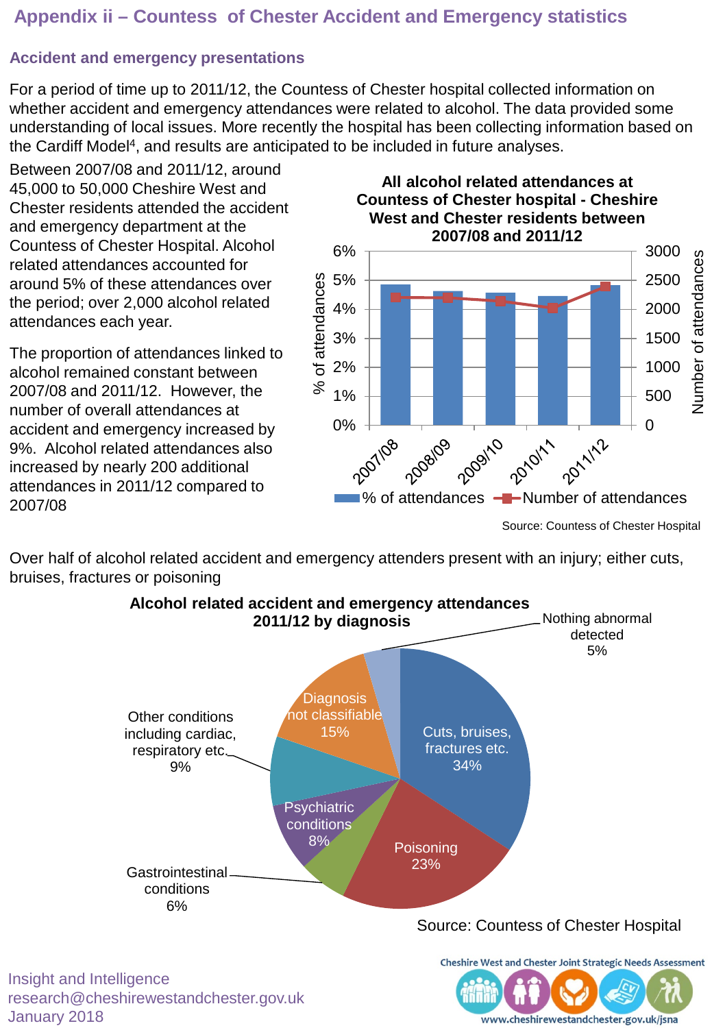# Appendix ii – Countess of Chester Accident and Emergency statistics

## Accident and emergency presentations

For a period of time up to 2011/12, the Countess of Chester hospital collected information on whether accident and emergency attendances were related to alcohol. The data provided some understanding of local issues. More recently the hospital has been collecting information based on the Cardiff Model[4], and results are anticipated to be included in future analyses.

Between 2007/08 and 2011/12, around 45,000 to 50,000 Cheshire West and Chester residents attended the accident and emergency department at the Countess of Chester Hospital. Alcohol related attendances accounted for around 5% of these attendances over the period; over 2,000 alcohol related attendances each year.

The proportion of attendances linked to alcohol remained constant between 2007/08 and 2011/12. However, the number of overall attendances at accident and emergency increased by 9%. Alcohol related attendances also increased by nearly 200 additional attendances in 2011/12 compared to 2007/08

**All alcohol related attendances at Countess of Chester hospital - Cheshire West and Chester residents between 2007/08 and 2011/12**

% of attendances: 0%, 1%, 2%, 3%, 4%, 5%, 6%

Number of attendances: 0, 500, 1000, 1500, 2000, 2500, 3000

2007/08, 2008/09, 2009/10, 2010/11, 2011/12

% of attendances — Number of attendances

Source: Countess of Chester Hospital

Over half of alcohol related accident and emergency attenders present with an injury; either cuts, bruises, fractures or poisoning

**Alcohol related accident and emergency attendances 2011/12 by diagnosis**

Cuts, bruises, fractures etc. 34%

Poisoning 23%

Gastrointestinal conditions 6%

Psychiatric conditions 8%

Other conditions including cardiac, respiratory etc. 9%

Diagnosis not classifiable 15%

Nothing abnormal detected 5%

Source: Countess of Chester Hospital

Insight and Intelligence
research@cheshirewestandchester.gov.uk
January 2018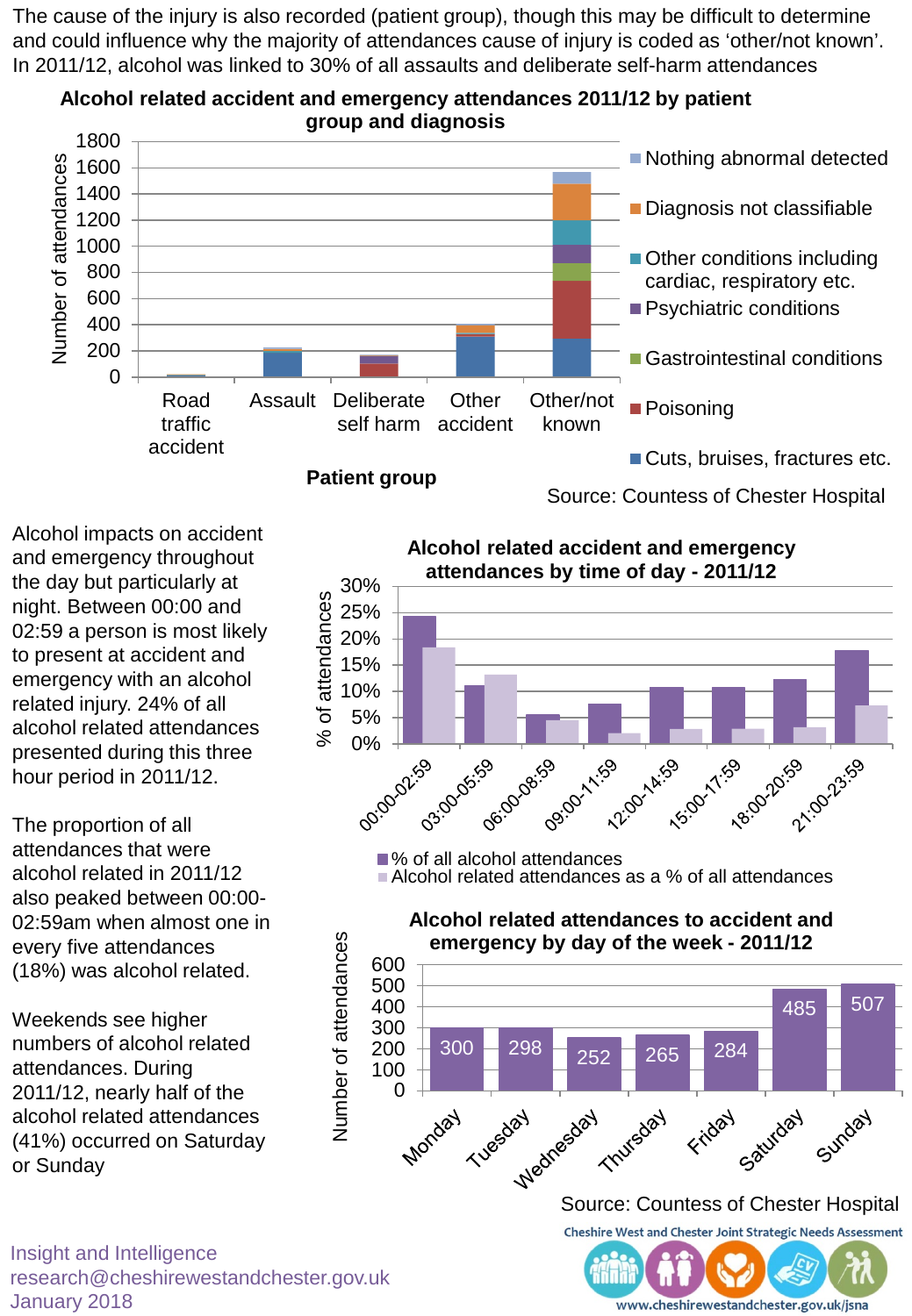The cause of the injury is also recorded (patient group), though this may be difficult to determine and could influence why the majority of attendances cause of injury is coded as 'other/not known'. In 2011/12, alcohol was linked to 30% of all assaults and deliberate self-harm attendances

**Alcohol related accident and emergency attendances 2011/12 by patient group and diagnosis**

Number of attendances

1800
1600
1400
1200
1000
800
600
400
200
0

Road traffic accident
Assault
Deliberate self harm
Other accident
Other/not known

Patient group

Nothing abnormal detected
Diagnosis not classifiable
Other conditions including cardiac, respiratory etc.
Psychiatric conditions
Gastrointestinal conditions
Poisoning
Cuts, bruises, fractures etc.

Source: Countess of Chester Hospital

Alcohol impacts on accident and emergency throughout the day but particularly at night. Between 00:00 and 02:59 a person is most likely to present at accident and emergency with an alcohol related injury. 24% of all alcohol related attendances presented during this three hour period in 2011/12.

The proportion of all attendances that were alcohol related in 2011/12 also peaked between 00:00-02:59am when almost one in every five attendances (18%) was alcohol related.

Weekends see higher numbers of alcohol related attendances. During 2011/12, nearly half of the alcohol related attendances (41%) occurred on Saturday or Sunday

**Alcohol related accident and emergency attendances by time of day - 2011/12**

% of attendances

30%
25%
20%
15%
10%
5%
0%

00:00-02:59
03:00-05:59
06:00-08:59
09:00-11:59
12:00-14:59
15:00-17:59
18:00-20:59
21:00-23:59

% of all alcohol attendances
Alcohol related attendances as a % of all attendances

**Alcohol related attendances to accident and emergency by day of the week - 2011/12**

Number of attendances

600
500
400
300
200
100
0

Monday 300
Tuesday 298
Wednesday 252
Thursday 265
Friday 284
Saturday 485
Sunday 507

Source: Countess of Chester Hospital

Insight and Intelligence
research@cheshirewestandchester.gov.uk
January 2018

Cheshire West and Chester Joint Strategic Needs Assessment
www.cheshirewestandchester.gov.uk/jsna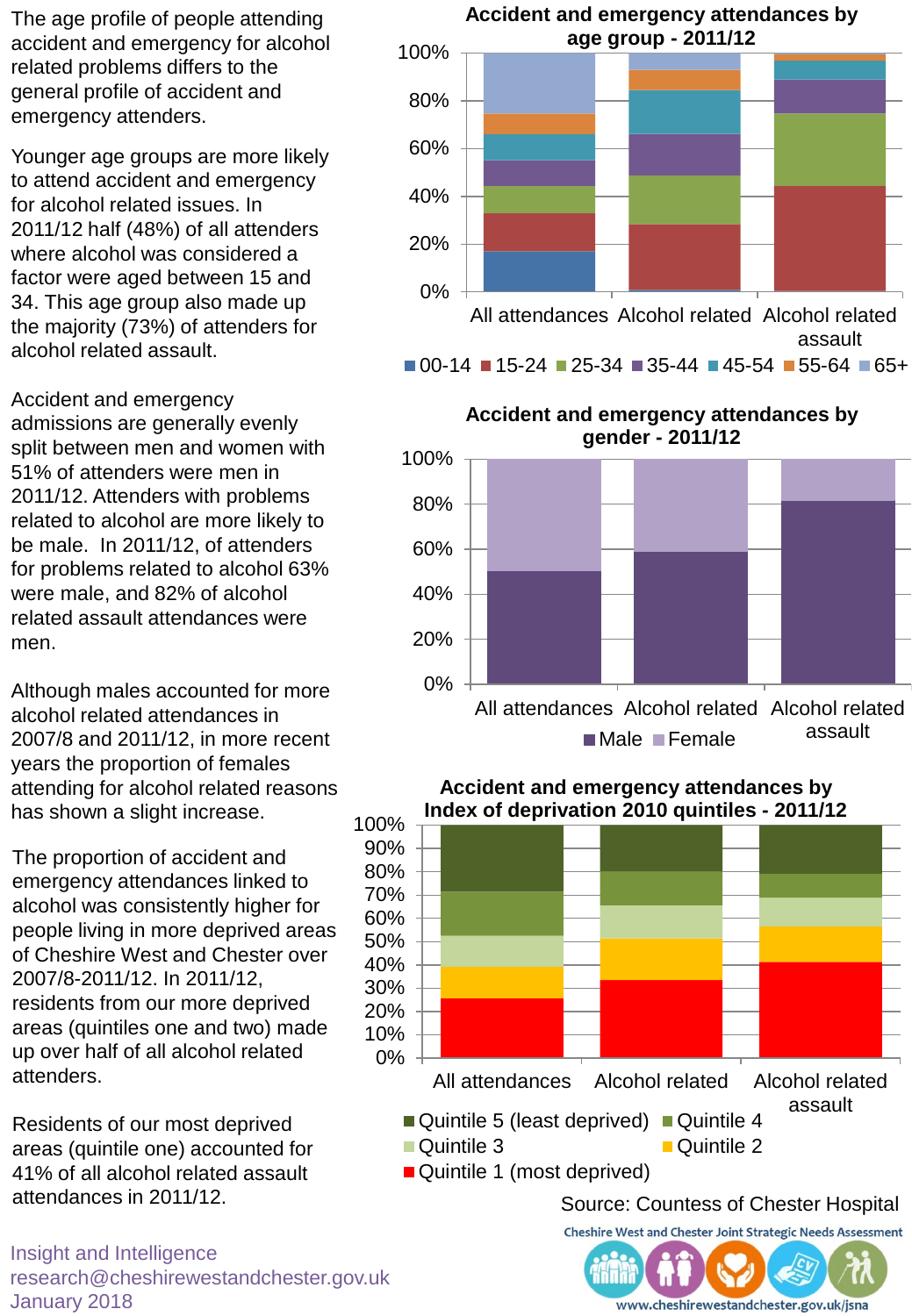The age profile of people attending accident and emergency for alcohol related problems differs to the general profile of accident and emergency attenders.

Younger age groups are more likely to attend accident and emergency for alcohol related issues. In 2011/12 half (48%) of all attenders where alcohol was considered a factor were aged between 15 and 34. This age group also made up the majority (73%) of attenders for alcohol related assault.

Accident and emergency admissions are generally evenly split between men and women with 51% of attenders were men in 2011/12. Attenders with problems related to alcohol are more likely to be male. In 2011/12, of attenders for problems related to alcohol 63% were male, and 82% of alcohol related assault attendances were men.

Although males accounted for more alcohol related attendances in 2007/8 and 2011/12, in more recent years the proportion of females attending for alcohol related reasons has shown a slight increase.

The proportion of accident and emergency attendances linked to alcohol was consistently higher for people living in more deprived areas of Cheshire West and Chester over 2007/8-2011/12. In 2011/12, residents from our more deprived areas (quintiles one and two) made up over half of all alcohol related attenders.

Residents of our most deprived areas (quintile one) accounted for 41% of all alcohol related assault attendances in 2011/12.

**Accident and emergency attendances by age group - 2011/12**

100%
80%
60%
40%
20%
0%

All attendances
Alcohol related
Alcohol related assault

00-14, 15-24, 25-34, 35-44, 45-54, 55-64, 65+

**Accident and emergency attendances by gender - 2011/12**

100%
80%
60%
40%
20%
0%

All attendances
Alcohol related
Alcohol related assault

Male, Female

**Accident and emergency attendances by Index of deprivation 2010 quintiles - 2011/12**

100%
90%
80%
70%
60%
50%
40%
30%
20%
10%
0%

All attendances
Alcohol related
Alcohol related assault

Quintile 5 (least deprived), Quintile 4, Quintile 3, Quintile 2, Quintile 1 (most deprived)

Source: Countess of Chester Hospital

Cheshire West and Chester Joint Strategic Needs Assessment
www.cheshirewestandchester.gov.uk/jsna

Insight and Intelligence
research@cheshirewestandchester.gov.uk
January 2018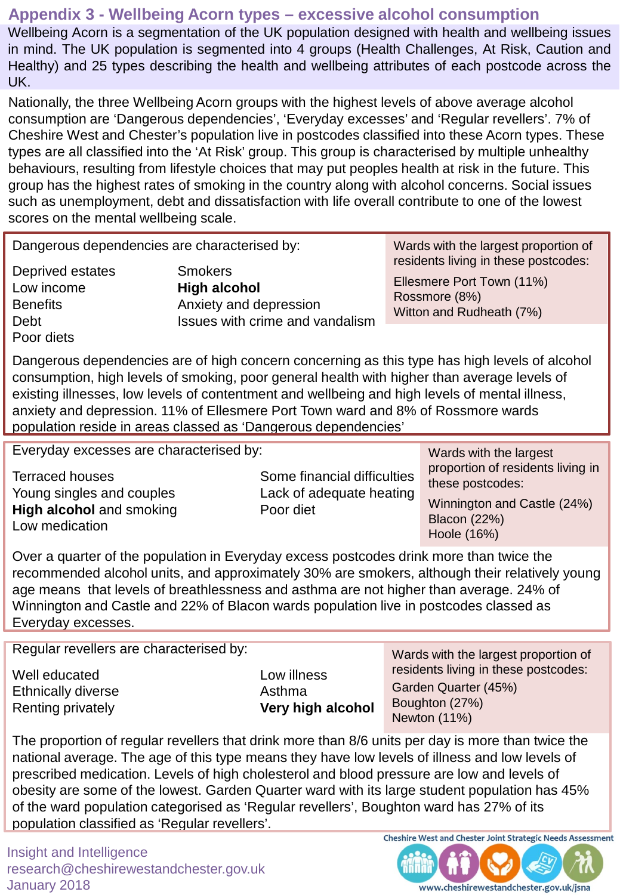# Appendix 3 - Wellbeing Acorn types – excessive alcohol consumption

Wellbeing Acorn is a segmentation of the UK population designed with health and wellbeing issues in mind. The UK population is segmented into 4 groups (Health Challenges, At Risk, Caution and Healthy) and 25 types describing the health and wellbeing attributes of each postcode across the UK.

Nationally, the three Wellbeing Acorn groups with the highest levels of above average alcohol consumption are 'Dangerous dependencies', 'Everyday excesses' and 'Regular revellers'. 7% of Cheshire West and Chester's population live in postcodes classified into these Acorn types. These types are all classified into the 'At Risk' group. This group is characterised by multiple unhealthy behaviours, resulting from lifestyle choices that may put peoples health at risk in the future. This group has the highest rates of smoking in the country along with alcohol concerns. Social issues such as unemployment, debt and dissatisfaction with life overall contribute to one of the lowest scores on the mental wellbeing scale.

Dangerous dependencies are characterised by:

- Deprived estates
- Low income
- Benefits
- Debt
- Poor diets
- Smokers
- **High alcohol**
- Anxiety and depression
- Issues with crime and vandalism

Wards with the largest proportion of residents living in these postcodes:

- Ellesmere Port Town (11%)
- Rossmore (8%)
- Witton and Rudheath (7%)

Dangerous dependencies are of high concern concerning as this type has high levels of alcohol consumption, high levels of smoking, poor general health with higher than average levels of existing illnesses, low levels of contentment and wellbeing and high levels of mental illness, anxiety and depression. 11% of Ellesmere Port Town ward and 8% of Rossmore wards population reside in areas classed as 'Dangerous dependencies'

Everyday excesses are characterised by:

- Terraced houses
- Young singles and couples
- **High alcohol** and smoking
- Low medication
- Some financial difficulties
- Lack of adequate heating
- Poor diet

Wards with the largest proportion of residents living in these postcodes:

- Winnington and Castle (24%)
- Blacon (22%)
- Hoole (16%)

Over a quarter of the population in Everyday excess postcodes drink more than twice the recommended alcohol units, and approximately 30% are smokers, although their relatively young age means that levels of breathlessness and asthma are not higher than average. 24% of Winnington and Castle and 22% of Blacon wards population live in postcodes classed as Everyday excesses.

Regular revellers are characterised by:

- Well educated
- Ethnically diverse
- Renting privately
- Low illness
- Asthma
- **Very high alcohol**

Wards with the largest proportion of residents living in these postcodes:

- Garden Quarter (45%)
- Boughton (27%)
- Newton (11%)

The proportion of regular revellers that drink more than 8/6 units per day is more than twice the national average. The age of this type means they have low levels of illness and low levels of prescribed medication. Levels of high cholesterol and blood pressure are low and levels of obesity are some of the lowest. Garden Quarter ward with its large student population has 45% of the ward population categorised as 'Regular revellers', Boughton ward has 27% of its population classified as 'Regular revellers'.

Insight and Intelligence
research@cheshirewestandchester.gov.uk
January 2018

Cheshire West and Chester Joint Strategic Needs Assessment
www.cheshirewestandchester.gov.uk/jsna